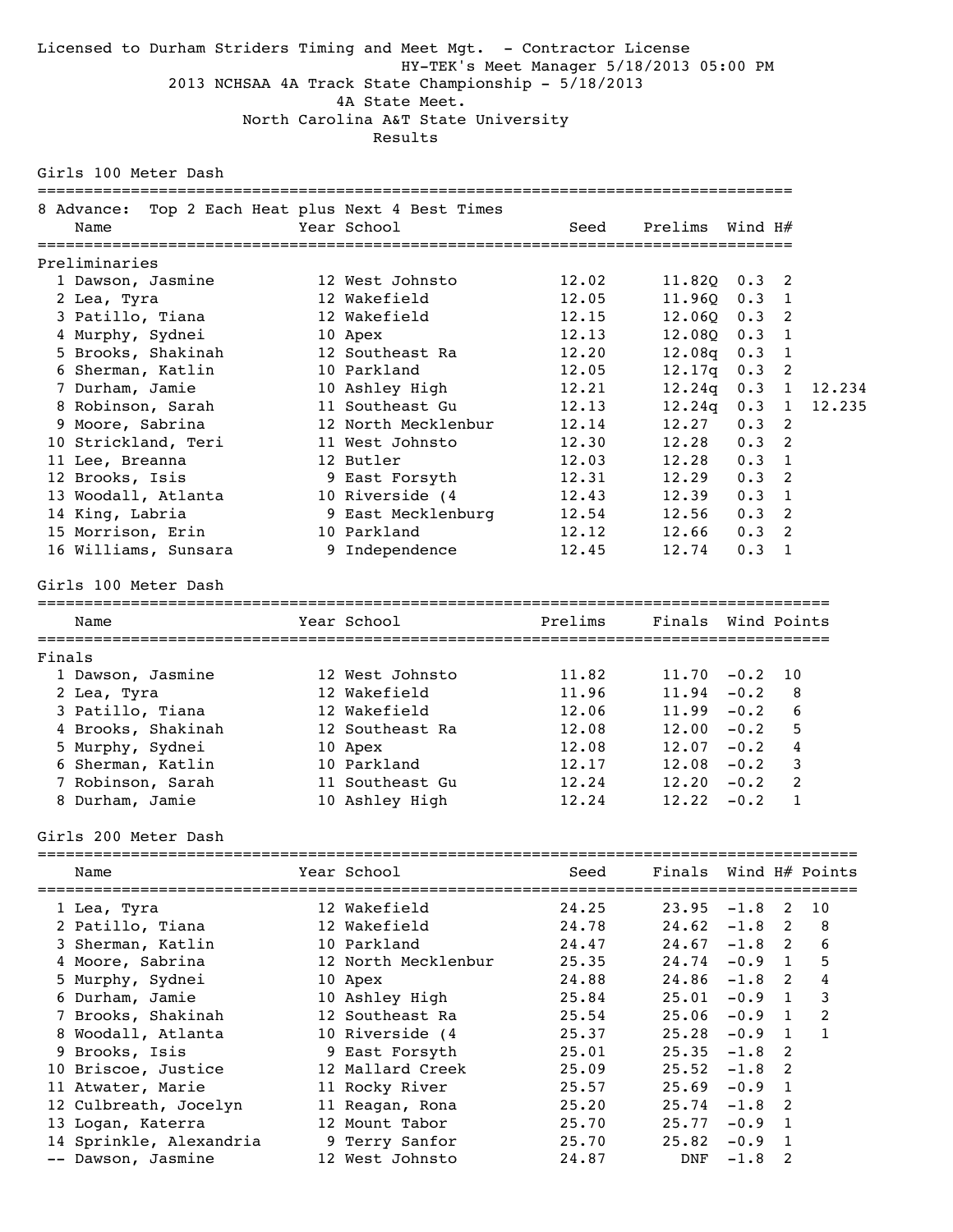Licensed to Durham Striders Timing and Meet Mgt. - Contractor License

HY-TEK's Meet Manager 5/18/2013 05:00 PM

# 2013 NCHSAA 4A Track State Championship - 5/18/2013

## 4A State Meet.

## North Carolina A&T State University

## Results

### Girls 100 Meter Dash

8 Advance: Top 2 Each Heat plus Next 4 Best Times

| | Name | Year | School | Seed | Prelims | Wind | H# | |
|---|---|---|---|---|---|---|---|---|
| **Preliminaries** | | | | | | | | |
| 1 | Dawson, Jasmine | 12 | West Johnsto | 12.02 | 11.82Q | 0.3 | 2 | |
| 2 | Lea, Tyra | 12 | Wakefield | 12.05 | 11.96Q | 0.3 | 1 | |
| 3 | Patillo, Tiana | 12 | Wakefield | 12.15 | 12.06Q | 0.3 | 2 | |
| 4 | Murphy, Sydnei | 10 | Apex | 12.13 | 12.08Q | 0.3 | 1 | |
| 5 | Brooks, Shakinah | 12 | Southeast Ra | 12.20 | 12.08q | 0.3 | 1 | |
| 6 | Sherman, Katlin | 10 | Parkland | 12.05 | 12.17q | 0.3 | 2 | |
| 7 | Durham, Jamie | 10 | Ashley High | 12.21 | 12.24q | 0.3 | 1 | 12.234 |
| 8 | Robinson, Sarah | 11 | Southeast Gu | 12.13 | 12.24q | 0.3 | 1 | 12.235 |
| 9 | Moore, Sabrina | 12 | North Mecklenbur | 12.14 | 12.27 | 0.3 | 2 | |
| 10 | Strickland, Teri | 11 | West Johnsto | 12.30 | 12.28 | 0.3 | 2 | |
| 11 | Lee, Breanna | 12 | Butler | 12.03 | 12.28 | 0.3 | 1 | |
| 12 | Brooks, Isis | 9 | East Forsyth | 12.31 | 12.29 | 0.3 | 2 | |
| 13 | Woodall, Atlanta | 10 | Riverside (4 | 12.43 | 12.39 | 0.3 | 1 | |
| 14 | King, Labria | 9 | East Mecklenburg | 12.54 | 12.56 | 0.3 | 2 | |
| 15 | Morrison, Erin | 10 | Parkland | 12.12 | 12.66 | 0.3 | 2 | |
| 16 | Williams, Sunsara | 9 | Independence | 12.45 | 12.74 | 0.3 | 1 | |

### Girls 100 Meter Dash

| | Name | Year | School | Prelims | Finals | Wind | Points |
|---|---|---|---|---|---|---|---|
| **Finals** | | | | | | | |
| 1 | Dawson, Jasmine | 12 | West Johnsto | 11.82 | 11.70 | -0.2 | 10 |
| 2 | Lea, Tyra | 12 | Wakefield | 11.96 | 11.94 | -0.2 | 8 |
| 3 | Patillo, Tiana | 12 | Wakefield | 12.06 | 11.99 | -0.2 | 6 |
| 4 | Brooks, Shakinah | 12 | Southeast Ra | 12.08 | 12.00 | -0.2 | 5 |
| 5 | Murphy, Sydnei | 10 | Apex | 12.08 | 12.07 | -0.2 | 4 |
| 6 | Sherman, Katlin | 10 | Parkland | 12.17 | 12.08 | -0.2 | 3 |
| 7 | Robinson, Sarah | 11 | Southeast Gu | 12.24 | 12.20 | -0.2 | 2 |
| 8 | Durham, Jamie | 10 | Ashley High | 12.24 | 12.22 | -0.2 | 1 |

### Girls 200 Meter Dash

| | Name | Year | School | Seed | Finals | Wind | H# | Points |
|---|---|---|---|---|---|---|---|---|
| 1 | Lea, Tyra | 12 | Wakefield | 24.25 | 23.95 | -1.8 | 2 | 10 |
| 2 | Patillo, Tiana | 12 | Wakefield | 24.78 | 24.62 | -1.8 | 2 | 8 |
| 3 | Sherman, Katlin | 10 | Parkland | 24.47 | 24.67 | -1.8 | 2 | 6 |
| 4 | Moore, Sabrina | 12 | North Mecklenbur | 25.35 | 24.74 | -0.9 | 1 | 5 |
| 5 | Murphy, Sydnei | 10 | Apex | 24.88 | 24.86 | -1.8 | 2 | 4 |
| 6 | Durham, Jamie | 10 | Ashley High | 25.84 | 25.01 | -0.9 | 1 | 3 |
| 7 | Brooks, Shakinah | 12 | Southeast Ra | 25.54 | 25.06 | -0.9 | 1 | 2 |
| 8 | Woodall, Atlanta | 10 | Riverside (4 | 25.37 | 25.28 | -0.9 | 1 | 1 |
| 9 | Brooks, Isis | 9 | East Forsyth | 25.01 | 25.35 | -1.8 | 2 | |
| 10 | Briscoe, Justice | 12 | Mallard Creek | 25.09 | 25.52 | -1.8 | 2 | |
| 11 | Atwater, Marie | 11 | Rocky River | 25.57 | 25.69 | -0.9 | 1 | |
| 12 | Culbreath, Jocelyn | 11 | Reagan, Rona | 25.20 | 25.74 | -1.8 | 2 | |
| 13 | Logan, Katerra | 12 | Mount Tabor | 25.70 | 25.77 | -0.9 | 1 | |
| 14 | Sprinkle, Alexandria | 9 | Terry Sanfor | 25.70 | 25.82 | -0.9 | 1 | |
| -- | Dawson, Jasmine | 12 | West Johnsto | 24.87 | DNF | -1.8 | 2 | |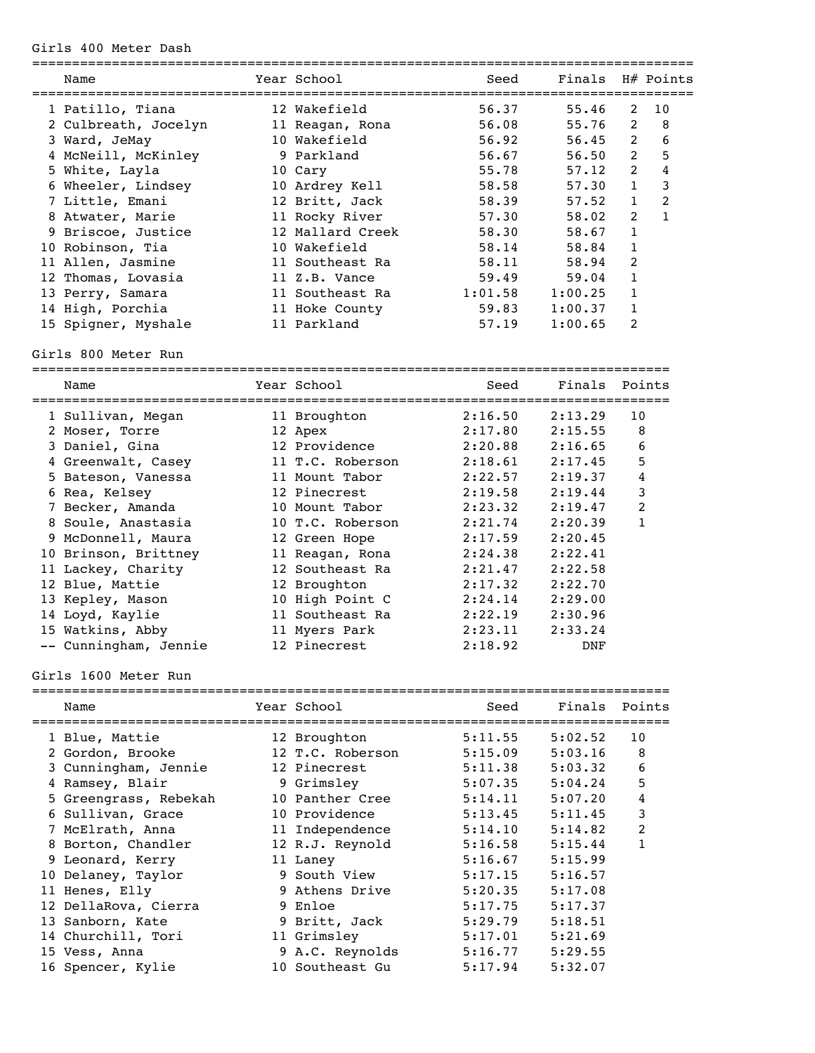## Girls 400 Meter Dash

| | Name | Year | School | Seed | Finals | H# | Points |
|---|---|---|---|---|---|---|---|
| 1 | Patillo, Tiana | 12 | Wakefield | 56.37 | 55.46 | 2 | 10 |
| 2 | Culbreath, Jocelyn | 11 | Reagan, Rona | 56.08 | 55.76 | 2 | 8 |
| 3 | Ward, JeMay | 10 | Wakefield | 56.92 | 56.45 | 2 | 6 |
| 4 | McNeill, McKinley | 9 | Parkland | 56.67 | 56.50 | 2 | 5 |
| 5 | White, Layla | 10 | Cary | 55.78 | 57.12 | 2 | 4 |
| 6 | Wheeler, Lindsey | 10 | Ardrey Kell | 58.58 | 57.30 | 1 | 3 |
| 7 | Little, Emani | 12 | Britt, Jack | 58.39 | 57.52 | 1 | 2 |
| 8 | Atwater, Marie | 11 | Rocky River | 57.30 | 58.02 | 2 | 1 |
| 9 | Briscoe, Justice | 12 | Mallard Creek | 58.30 | 58.67 | 1 | |
| 10 | Robinson, Tia | 10 | Wakefield | 58.14 | 58.84 | 1 | |
| 11 | Allen, Jasmine | 11 | Southeast Ra | 58.11 | 58.94 | 2 | |
| 12 | Thomas, Lovasia | 11 | Z.B. Vance | 59.49 | 59.04 | 1 | |
| 13 | Perry, Samara | 11 | Southeast Ra | 1:01.58 | 1:00.25 | 1 | |
| 14 | High, Porchia | 11 | Hoke County | 59.83 | 1:00.37 | 1 | |
| 15 | Spigner, Myshale | 11 | Parkland | 57.19 | 1:00.65 | 2 | |

## Girls 800 Meter Run

| | Name | Year | School | Seed | Finals | Points |
|---|---|---|---|---|---|---|
| 1 | Sullivan, Megan | 11 | Broughton | 2:16.50 | 2:13.29 | 10 |
| 2 | Moser, Torre | 12 | Apex | 2:17.80 | 2:15.55 | 8 |
| 3 | Daniel, Gina | 12 | Providence | 2:20.88 | 2:16.65 | 6 |
| 4 | Greenwalt, Casey | 11 | T.C. Roberson | 2:18.61 | 2:17.45 | 5 |
| 5 | Bateson, Vanessa | 11 | Mount Tabor | 2:22.57 | 2:19.37 | 4 |
| 6 | Rea, Kelsey | 12 | Pinecrest | 2:19.58 | 2:19.44 | 3 |
| 7 | Becker, Amanda | 10 | Mount Tabor | 2:23.32 | 2:19.47 | 2 |
| 8 | Soule, Anastasia | 10 | T.C. Roberson | 2:21.74 | 2:20.39 | 1 |
| 9 | McDonnell, Maura | 12 | Green Hope | 2:17.59 | 2:20.45 | |
| 10 | Brinson, Brittney | 11 | Reagan, Rona | 2:24.38 | 2:22.41 | |
| 11 | Lackey, Charity | 12 | Southeast Ra | 2:21.47 | 2:22.58 | |
| 12 | Blue, Mattie | 12 | Broughton | 2:17.32 | 2:22.70 | |
| 13 | Kepley, Mason | 10 | High Point C | 2:24.14 | 2:29.00 | |
| 14 | Loyd, Kaylie | 11 | Southeast Ra | 2:22.19 | 2:30.96 | |
| 15 | Watkins, Abby | 11 | Myers Park | 2:23.11 | 2:33.24 | |
| -- | Cunningham, Jennie | 12 | Pinecrest | 2:18.92 | DNF | |

## Girls 1600 Meter Run

| | Name | Year | School | Seed | Finals | Points |
|---|---|---|---|---|---|---|
| 1 | Blue, Mattie | 12 | Broughton | 5:11.55 | 5:02.52 | 10 |
| 2 | Gordon, Brooke | 12 | T.C. Roberson | 5:15.09 | 5:03.16 | 8 |
| 3 | Cunningham, Jennie | 12 | Pinecrest | 5:11.38 | 5:03.32 | 6 |
| 4 | Ramsey, Blair | 9 | Grimsley | 5:07.35 | 5:04.24 | 5 |
| 5 | Greengrass, Rebekah | 10 | Panther Cree | 5:14.11 | 5:07.20 | 4 |
| 6 | Sullivan, Grace | 10 | Providence | 5:13.45 | 5:11.45 | 3 |
| 7 | McElrath, Anna | 11 | Independence | 5:14.10 | 5:14.82 | 2 |
| 8 | Borton, Chandler | 12 | R.J. Reynold | 5:16.58 | 5:15.44 | 1 |
| 9 | Leonard, Kerry | 11 | Laney | 5:16.67 | 5:15.99 | |
| 10 | Delaney, Taylor | 9 | South View | 5:17.15 | 5:16.57 | |
| 11 | Henes, Elly | 9 | Athens Drive | 5:20.35 | 5:17.08 | |
| 12 | DellaRova, Cierra | 9 | Enloe | 5:17.75 | 5:17.37 | |
| 13 | Sanborn, Kate | 9 | Britt, Jack | 5:29.79 | 5:18.51 | |
| 14 | Churchill, Tori | 11 | Grimsley | 5:17.01 | 5:21.69 | |
| 15 | Vess, Anna | 9 | A.C. Reynolds | 5:16.77 | 5:29.55 | |
| 16 | Spencer, Kylie | 10 | Southeast Gu | 5:17.94 | 5:32.07 | |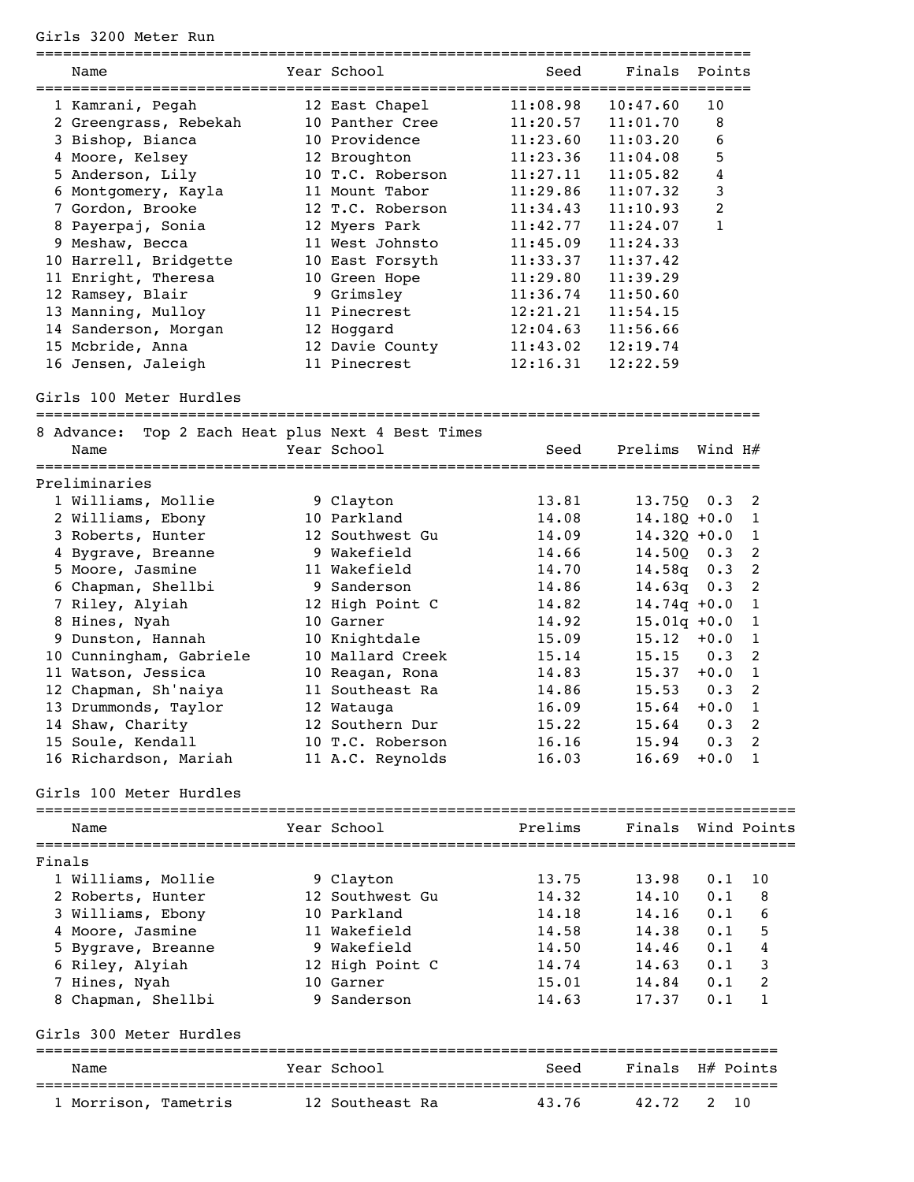## Girls 3200 Meter Run

| | Name | Year | School | Seed | Finals | Points |
|---|---|---|---|---|---|---|
| 1 | Kamrani, Pegah | 12 | East Chapel | 11:08.98 | 10:47.60 | 10 |
| 2 | Greengrass, Rebekah | 10 | Panther Cree | 11:20.57 | 11:01.70 | 8 |
| 3 | Bishop, Bianca | 10 | Providence | 11:23.60 | 11:03.20 | 6 |
| 4 | Moore, Kelsey | 12 | Broughton | 11:23.36 | 11:04.08 | 5 |
| 5 | Anderson, Lily | 10 | T.C. Roberson | 11:27.11 | 11:05.82 | 4 |
| 6 | Montgomery, Kayla | 11 | Mount Tabor | 11:29.86 | 11:07.32 | 3 |
| 7 | Gordon, Brooke | 12 | T.C. Roberson | 11:34.43 | 11:10.93 | 2 |
| 8 | Payerpaj, Sonia | 12 | Myers Park | 11:42.77 | 11:24.07 | 1 |
| 9 | Meshaw, Becca | 11 | West Johnsto | 11:45.09 | 11:24.33 | |
| 10 | Harrell, Bridgette | 10 | East Forsyth | 11:33.37 | 11:37.42 | |
| 11 | Enright, Theresa | 10 | Green Hope | 11:29.80 | 11:39.29 | |
| 12 | Ramsey, Blair | 9 | Grimsley | 11:36.74 | 11:50.60 | |
| 13 | Manning, Mulloy | 11 | Pinecrest | 12:21.21 | 11:54.15 | |
| 14 | Sanderson, Morgan | 12 | Hoggard | 12:04.63 | 11:56.66 | |
| 15 | Mcbride, Anna | 12 | Davie County | 11:43.02 | 12:19.74 | |
| 16 | Jensen, Jaleigh | 11 | Pinecrest | 12:16.31 | 12:22.59 | |

## Girls 100 Meter Hurdles

8 Advance: Top 2 Each Heat plus Next 4 Best Times

Preliminaries

| | Name | Year | School | Seed | Prelims | Wind | H# |
|---|---|---|---|---|---|---|---|
| 1 | Williams, Mollie | 9 | Clayton | 13.81 | 13.75Q | 0.3 | 2 |
| 2 | Williams, Ebony | 10 | Parkland | 14.08 | 14.18Q | +0.0 | 1 |
| 3 | Roberts, Hunter | 12 | Southwest Gu | 14.09 | 14.32Q | +0.0 | 1 |
| 4 | Bygrave, Breanne | 9 | Wakefield | 14.66 | 14.50Q | 0.3 | 2 |
| 5 | Moore, Jasmine | 11 | Wakefield | 14.70 | 14.58q | 0.3 | 2 |
| 6 | Chapman, Shellbi | 9 | Sanderson | 14.86 | 14.63q | 0.3 | 2 |
| 7 | Riley, Alyiah | 12 | High Point C | 14.82 | 14.74q | +0.0 | 1 |
| 8 | Hines, Nyah | 10 | Garner | 14.92 | 15.01q | +0.0 | 1 |
| 9 | Dunston, Hannah | 10 | Knightdale | 15.09 | 15.12 | +0.0 | 1 |
| 10 | Cunningham, Gabriele | 10 | Mallard Creek | 15.14 | 15.15 | 0.3 | 2 |
| 11 | Watson, Jessica | 10 | Reagan, Rona | 14.83 | 15.37 | +0.0 | 1 |
| 12 | Chapman, Sh'naiya | 11 | Southeast Ra | 14.86 | 15.53 | 0.3 | 2 |
| 13 | Drummonds, Taylor | 12 | Watauga | 16.09 | 15.64 | +0.0 | 1 |
| 14 | Shaw, Charity | 12 | Southern Dur | 15.22 | 15.64 | 0.3 | 2 |
| 15 | Soule, Kendall | 10 | T.C. Roberson | 16.16 | 15.94 | 0.3 | 2 |
| 16 | Richardson, Mariah | 11 | A.C. Reynolds | 16.03 | 16.69 | +0.0 | 1 |

## Girls 100 Meter Hurdles

Finals

| | Name | Year | School | Prelims | Finals | Wind | Points |
|---|---|---|---|---|---|---|---|
| 1 | Williams, Mollie | 9 | Clayton | 13.75 | 13.98 | 0.1 | 10 |
| 2 | Roberts, Hunter | 12 | Southwest Gu | 14.32 | 14.10 | 0.1 | 8 |
| 3 | Williams, Ebony | 10 | Parkland | 14.18 | 14.16 | 0.1 | 6 |
| 4 | Moore, Jasmine | 11 | Wakefield | 14.58 | 14.38 | 0.1 | 5 |
| 5 | Bygrave, Breanne | 9 | Wakefield | 14.50 | 14.46 | 0.1 | 4 |
| 6 | Riley, Alyiah | 12 | High Point C | 14.74 | 14.63 | 0.1 | 3 |
| 7 | Hines, Nyah | 10 | Garner | 15.01 | 14.84 | 0.1 | 2 |
| 8 | Chapman, Shellbi | 9 | Sanderson | 14.63 | 17.37 | 0.1 | 1 |

## Girls 300 Meter Hurdles

| | Name | Year | School | Seed | Finals | H# | Points |
|---|---|---|---|---|---|---|---|
| 1 | Morrison, Tametris | 12 | Southeast Ra | 43.76 | 42.72 | 2 | 10 |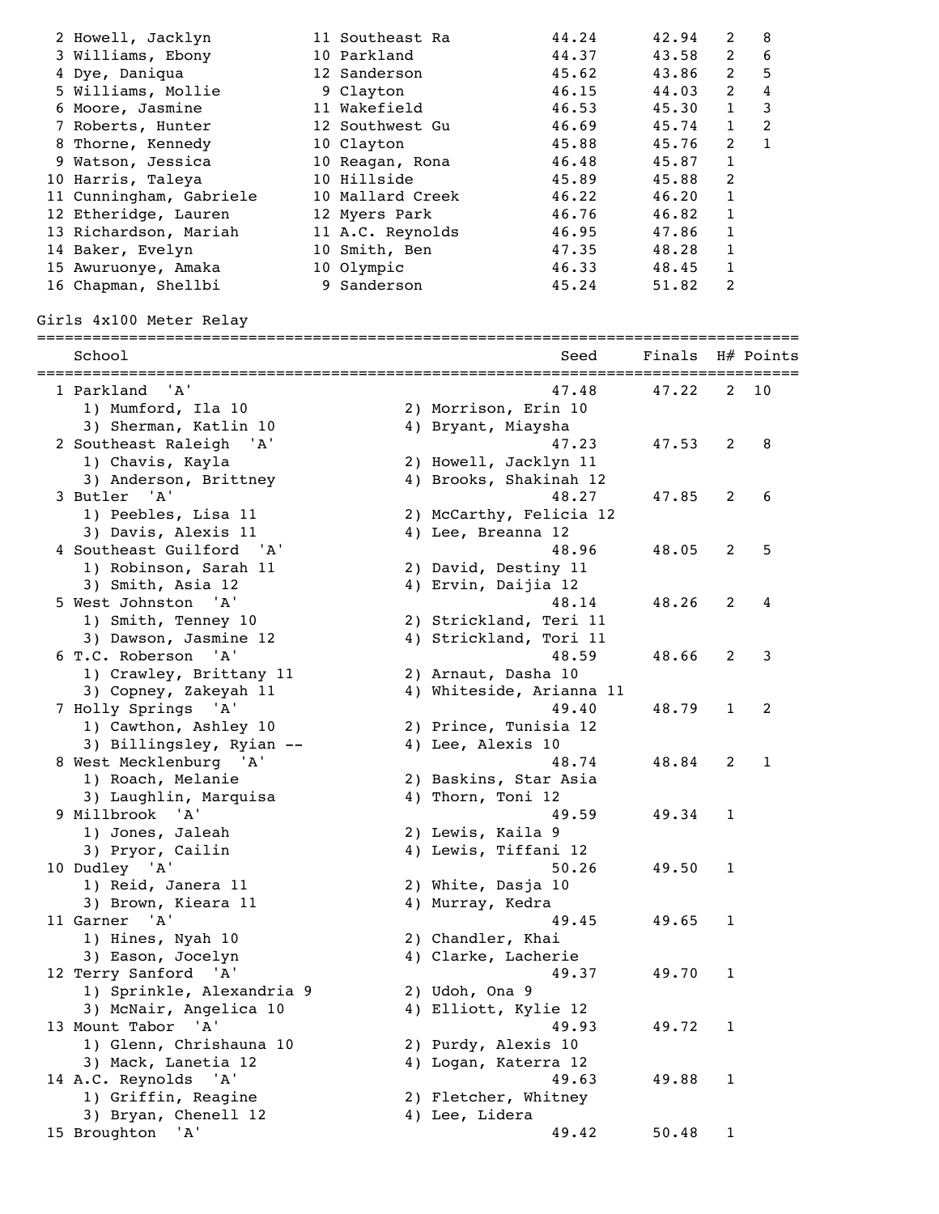| Place | Name | Year | School | Seed | Finals | H# | Points |
|---|---|---|---|---|---|---|---|
| 2 | Howell, Jacklyn | 11 | Southeast Ra | 44.24 | 42.94 | 2 | 8 |
| 3 | Williams, Ebony | 10 | Parkland | 44.37 | 43.58 | 2 | 6 |
| 4 | Dye, Daniqua | 12 | Sanderson | 45.62 | 43.86 | 2 | 5 |
| 5 | Williams, Mollie | 9 | Clayton | 46.15 | 44.03 | 2 | 4 |
| 6 | Moore, Jasmine | 11 | Wakefield | 46.53 | 45.30 | 1 | 3 |
| 7 | Roberts, Hunter | 12 | Southwest Gu | 46.69 | 45.74 | 1 | 2 |
| 8 | Thorne, Kennedy | 10 | Clayton | 45.88 | 45.76 | 2 | 1 |
| 9 | Watson, Jessica | 10 | Reagan, Rona | 46.48 | 45.87 | 1 | |
| 10 | Harris, Taleya | 10 | Hillside | 45.89 | 45.88 | 2 | |
| 11 | Cunningham, Gabriele | 10 | Mallard Creek | 46.22 | 46.20 | 1 | |
| 12 | Etheridge, Lauren | 12 | Myers Park | 46.76 | 46.82 | 1 | |
| 13 | Richardson, Mariah | 11 | A.C. Reynolds | 46.95 | 47.86 | 1 | |
| 14 | Baker, Evelyn | 10 | Smith, Ben | 47.35 | 48.28 | 1 | |
| 15 | Awuruonye, Amaka | 10 | Olympic | 46.33 | 48.45 | 1 | |
| 16 | Chapman, Shellbi | 9 | Sanderson | 45.24 | 51.82 | 2 | |

## Girls 4x100 Meter Relay

| Place | School | Seed | Finals | H# | Points |
|---|---|---|---|---|---|
| 1 | Parkland 'A' | 47.48 | 47.22 | 2 | 10 |
| | 1) Mumford, Ila 10; 2) Morrison, Erin 10; 3) Sherman, Katlin 10; 4) Bryant, Miaysha | | | | |
| 2 | Southeast Raleigh 'A' | 47.23 | 47.53 | 2 | 8 |
| | 1) Chavis, Kayla; 2) Howell, Jacklyn 11; 3) Anderson, Brittney; 4) Brooks, Shakinah 12 | | | | |
| 3 | Butler 'A' | 48.27 | 47.85 | 2 | 6 |
| | 1) Peebles, Lisa 11; 2) McCarthy, Felicia 12; 3) Davis, Alexis 11; 4) Lee, Breanna 12 | | | | |
| 4 | Southeast Guilford 'A' | 48.96 | 48.05 | 2 | 5 |
| | 1) Robinson, Sarah 11; 2) David, Destiny 11; 3) Smith, Asia 12; 4) Ervin, Daijia 12 | | | | |
| 5 | West Johnston 'A' | 48.14 | 48.26 | 2 | 4 |
| | 1) Smith, Tenney 10; 2) Strickland, Teri 11; 3) Dawson, Jasmine 12; 4) Strickland, Tori 11 | | | | |
| 6 | T.C. Roberson 'A' | 48.59 | 48.66 | 2 | 3 |
| | 1) Crawley, Brittany 11; 2) Arnaut, Dasha 10; 3) Copney, Zakeyah 11; 4) Whiteside, Arianna 11 | | | | |
| 7 | Holly Springs 'A' | 49.40 | 48.79 | 1 | 2 |
| | 1) Cawthon, Ashley 10; 2) Prince, Tunisia 12; 3) Billingsley, Ryian --; 4) Lee, Alexis 10 | | | | |
| 8 | West Mecklenburg 'A' | 48.74 | 48.84 | 2 | 1 |
| | 1) Roach, Melanie; 2) Baskins, Star Asia; 3) Laughlin, Marquisa; 4) Thorn, Toni 12 | | | | |
| 9 | Millbrook 'A' | 49.59 | 49.34 | 1 | |
| | 1) Jones, Jaleah; 2) Lewis, Kaila 9; 3) Pryor, Cailin; 4) Lewis, Tiffani 12 | | | | |
| 10 | Dudley 'A' | 50.26 | 49.50 | 1 | |
| | 1) Reid, Janera 11; 2) White, Dasja 10; 3) Brown, Kieara 11; 4) Murray, Kedra | | | | |
| 11 | Garner 'A' | 49.45 | 49.65 | 1 | |
| | 1) Hines, Nyah 10; 2) Chandler, Khai; 3) Eason, Jocelyn; 4) Clarke, Lacherie | | | | |
| 12 | Terry Sanford 'A' | 49.37 | 49.70 | 1 | |
| | 1) Sprinkle, Alexandria 9; 2) Udoh, Ona 9; 3) McNair, Angelica 10; 4) Elliott, Kylie 12 | | | | |
| 13 | Mount Tabor 'A' | 49.93 | 49.72 | 1 | |
| | 1) Glenn, Chrishauna 10; 2) Purdy, Alexis 10; 3) Mack, Lanetia 12; 4) Logan, Katerra 12 | | | | |
| 14 | A.C. Reynolds 'A' | 49.63 | 49.88 | 1 | |
| | 1) Griffin, Reagine; 2) Fletcher, Whitney; 3) Bryan, Chenell 12; 4) Lee, Lidera | | | | |
| 15 | Broughton 'A' | 49.42 | 50.48 | 1 | |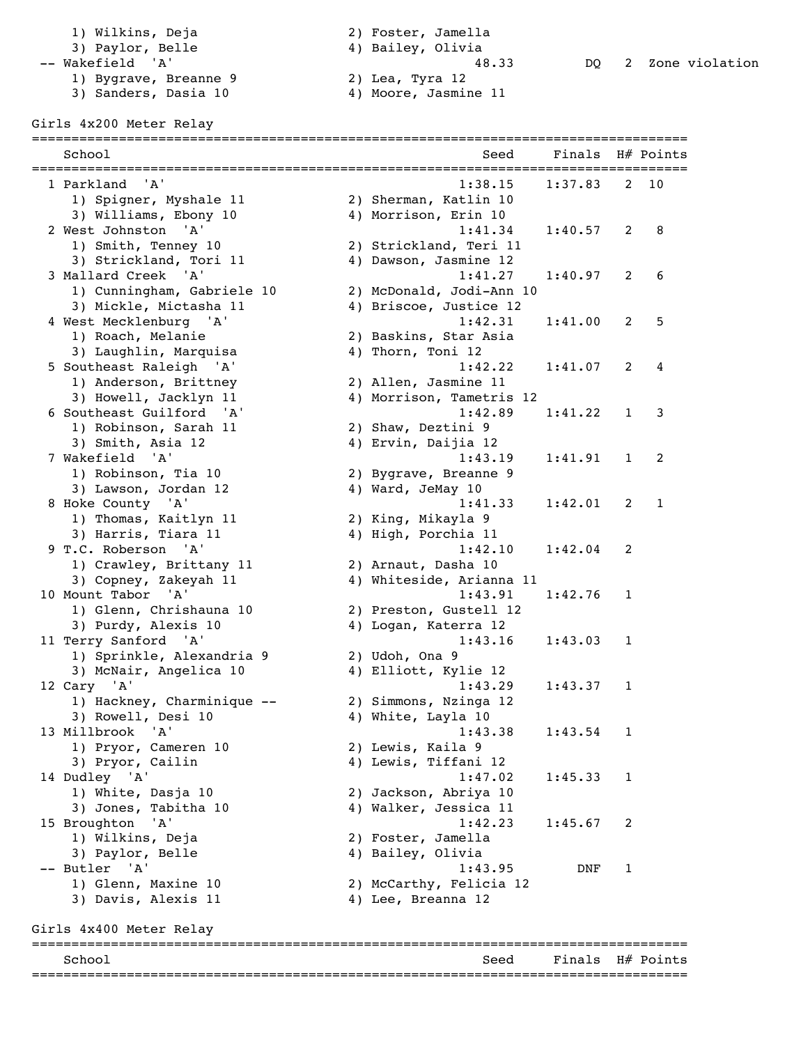```
    1) Wilkins, Deja                 2) Foster, Jamella
    3) Paylor, Belle                 4) Bailey, Olivia
 -- Wakefield  'A'                             48.33         DQ   2  Zone violation
    1) Bygrave, Breanne 9            2) Lea, Tyra 12
    3) Sanders, Dasia 10             4) Moore, Jasmine 11
```

Girls 4x200 Meter Relay

```
================================================================================
    School                                            Seed     Finals  H# Points
================================================================================
  1 Parkland  'A'                                  1:38.15    1:37.83   2  10
     1) Spigner, Myshale 11           2) Sherman, Katlin 10
     3) Williams, Ebony 10            4) Morrison, Erin 10
  2 West Johnston  'A'                             1:41.34    1:40.57   2   8
     1) Smith, Tenney 10              2) Strickland, Teri 11
     3) Strickland, Tori 11           4) Dawson, Jasmine 12
  3 Mallard Creek  'A'                             1:41.27    1:40.97   2   6
     1) Cunningham, Gabriele 10       2) McDonald, Jodi-Ann 10
     3) Mickle, Mictasha 11           4) Briscoe, Justice 12
  4 West Mecklenburg  'A'                          1:42.31    1:41.00   2   5
     1) Roach, Melanie                2) Baskins, Star Asia
     3) Laughlin, Marquisa            4) Thorn, Toni 12
  5 Southeast Raleigh  'A'                         1:42.22    1:41.07   2   4
     1) Anderson, Brittney            2) Allen, Jasmine 11
     3) Howell, Jacklyn 11            4) Morrison, Tametris 12
  6 Southeast Guilford  'A'                        1:42.89    1:41.22   1   3
     1) Robinson, Sarah 11            2) Shaw, Deztini 9
     3) Smith, Asia 12                4) Ervin, Daijia 12
  7 Wakefield  'A'                                 1:43.19    1:41.91   1   2
     1) Robinson, Tia 10              2) Bygrave, Breanne 9
     3) Lawson, Jordan 12             4) Ward, JeMay 10
  8 Hoke County  'A'                               1:41.33    1:42.01   2   1
     1) Thomas, Kaitlyn 11            2) King, Mikayla 9
     3) Harris, Tiara 11              4) High, Porchia 11
  9 T.C. Roberson  'A'                             1:42.10    1:42.04   2
     1) Crawley, Brittany 11          2) Arnaut, Dasha 10
     3) Copney, Zakeyah 11            4) Whiteside, Arianna 11
 10 Mount Tabor  'A'                               1:43.91    1:42.76   1
     1) Glenn, Chrishauna 10          2) Preston, Gustell 12
     3) Purdy, Alexis 10              4) Logan, Katerra 12
 11 Terry Sanford  'A'                             1:43.16    1:43.03   1
     1) Sprinkle, Alexandria 9        2) Udoh, Ona 9
     3) McNair, Angelica 10           4) Elliott, Kylie 12
 12 Cary  'A'                                      1:43.29    1:43.37   1
     1) Hackney, Charminique --       2) Simmons, Nzinga 12
     3) Rowell, Desi 10               4) White, Layla 10
 13 Millbrook  'A'                                 1:43.38    1:43.54   1
     1) Pryor, Cameren 10             2) Lewis, Kaila 9
     3) Pryor, Cailin                 4) Lewis, Tiffani 12
 14 Dudley  'A'                                    1:47.02    1:45.33   1
     1) White, Dasja 10               2) Jackson, Abriya 10
     3) Jones, Tabitha 10             4) Walker, Jessica 11
 15 Broughton  'A'                                 1:42.23    1:45.67   2
     1) Wilkins, Deja                 2) Foster, Jamella
     3) Paylor, Belle                 4) Bailey, Olivia
 -- Butler  'A'                                    1:43.95        DNF   1
     1) Glenn, Maxine 10              2) McCarthy, Felicia 12
     3) Davis, Alexis 11              4) Lee, Breanna 12
```

Girls 4x400 Meter Relay

```
================================================================================
    School                                            Seed     Finals  H# Points
================================================================================
```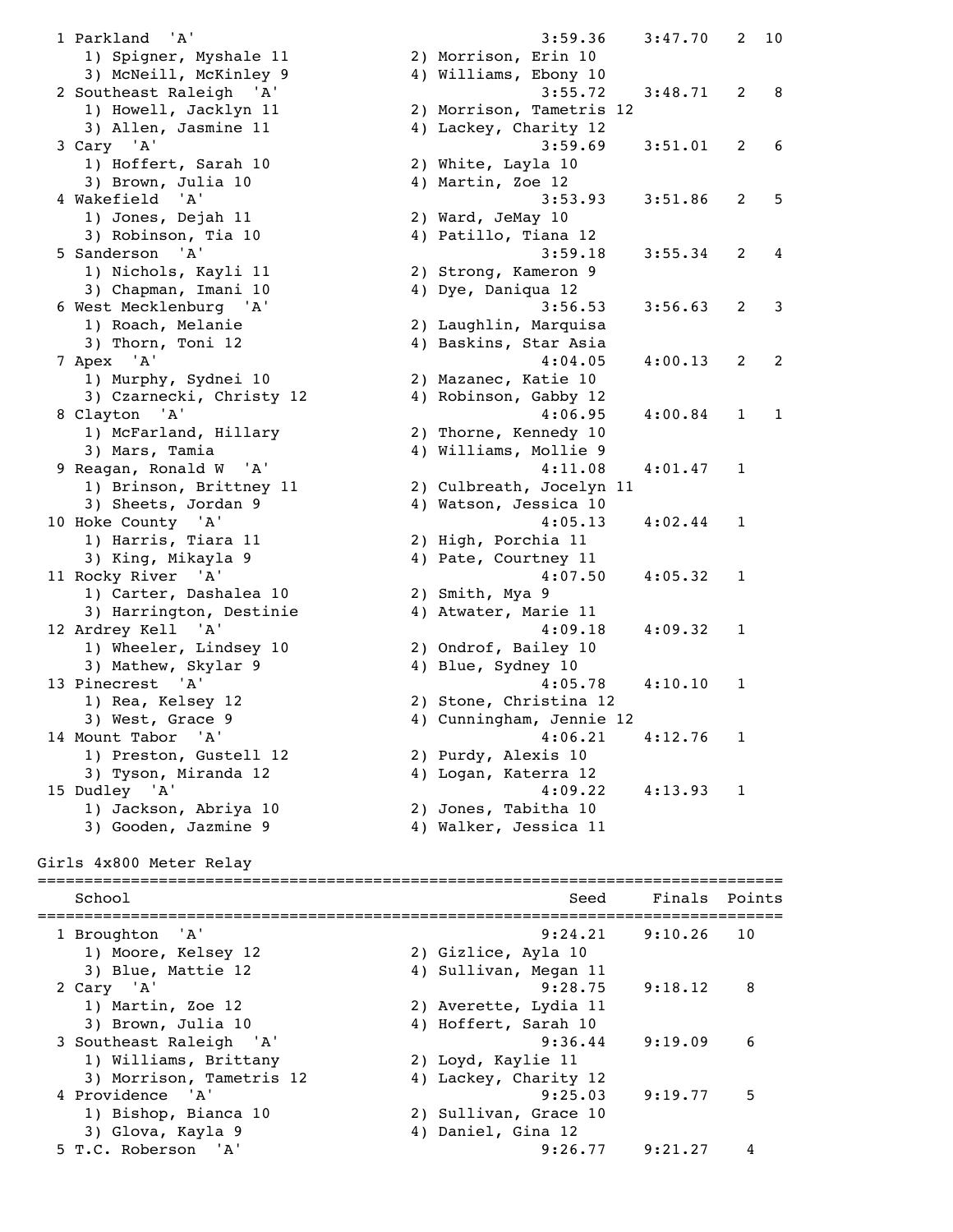```
  1 Parkland  'A'                                       3:59.36    3:47.70   2  10 
     1) Spigner, Myshale 11             2) Morrison, Erin 10              
     3) McNeill, McKinley 9             4) Williams, Ebony 10             
  2 Southeast Raleigh  'A'                              3:55.72    3:48.71   2   8 
     1) Howell, Jacklyn 11              2) Morrison, Tametris 12          
     3) Allen, Jasmine 11               4) Lackey, Charity 12             
  3 Cary  'A'                                           3:59.69    3:51.01   2   6 
     1) Hoffert, Sarah 10               2) White, Layla 10                
     3) Brown, Julia 10                 4) Martin, Zoe 12                 
  4 Wakefield  'A'                                      3:53.93    3:51.86   2   5 
     1) Jones, Dejah 11                 2) Ward, JeMay 10                 
     3) Robinson, Tia 10                4) Patillo, Tiana 12              
  5 Sanderson  'A'                                      3:59.18    3:55.34   2   4 
     1) Nichols, Kayli 11               2) Strong, Kameron 9              
     3) Chapman, Imani 10               4) Dye, Daniqua 12                
  6 West Mecklenburg  'A'                               3:56.53    3:56.63   2   3 
     1) Roach, Melanie                  2) Laughlin, Marquisa             
     3) Thorn, Toni 12                  4) Baskins, Star Asia             
  7 Apex  'A'                                           4:04.05    4:00.13   2   2 
     1) Murphy, Sydnei 10               2) Mazanec, Katie 10              
     3) Czarnecki, Christy 12           4) Robinson, Gabby 12             
  8 Clayton  'A'                                        4:06.95    4:00.84   1   1 
     1) McFarland, Hillary              2) Thorne, Kennedy 10             
     3) Mars, Tamia                     4) Williams, Mollie 9             
  9 Reagan, Ronald W  'A'                               4:11.08    4:01.47   1 
     1) Brinson, Brittney 11            2) Culbreath, Jocelyn 11          
     3) Sheets, Jordan 9                4) Watson, Jessica 10             
 10 Hoke County  'A'                                    4:05.13    4:02.44   1 
     1) Harris, Tiara 11                2) High, Porchia 11               
     3) King, Mikayla 9                 4) Pate, Courtney 11              
 11 Rocky River  'A'                                    4:07.50    4:05.32   1 
     1) Carter, Dashalea 10             2) Smith, Mya 9                   
     3) Harrington, Destinie            4) Atwater, Marie 11              
 12 Ardrey Kell  'A'                                    4:09.18    4:09.32   1 
     1) Wheeler, Lindsey 10             2) Ondrof, Bailey 10              
     3) Mathew, Skylar 9                4) Blue, Sydney 10                
 13 Pinecrest  'A'                                      4:05.78    4:10.10   1 
     1) Rea, Kelsey 12                  2) Stone, Christina 12            
     3) West, Grace 9                   4) Cunningham, Jennie 12          
 14 Mount Tabor  'A'                                    4:06.21    4:12.76   1 
     1) Preston, Gustell 12             2) Purdy, Alexis 10               
     3) Tyson, Miranda 12               4) Logan, Katerra 12              
 15 Dudley  'A'                                         4:09.22    4:13.93   1 
     1) Jackson, Abriya 10              2) Jones, Tabitha 10              
     3) Gooden, Jazmine 9               4) Walker, Jessica 11             
```

Girls 4x800 Meter Relay

```
================================================================================
    School                                               Seed     Finals  Points 
================================================================================
  1 Broughton  'A'                                      9:24.21    9:10.26   10  
     1) Moore, Kelsey 12                2) Gizlice, Ayla 10               
     3) Blue, Mattie 12                 4) Sullivan, Megan 11             
  2 Cary  'A'                                           9:28.75    9:18.12    8  
     1) Martin, Zoe 12                  2) Averette, Lydia 11             
     3) Brown, Julia 10                 4) Hoffert, Sarah 10              
  3 Southeast Raleigh  'A'                              9:36.44    9:19.09    6  
     1) Williams, Brittany              2) Loyd, Kaylie 11                
     3) Morrison, Tametris 12           4) Lackey, Charity 12             
  4 Providence  'A'                                     9:25.03    9:19.77    5  
     1) Bishop, Bianca 10               2) Sullivan, Grace 10             
     3) Glova, Kayla 9                  4) Daniel, Gina 12                
  5 T.C. Roberson  'A'                                  9:26.77    9:21.27    4  
```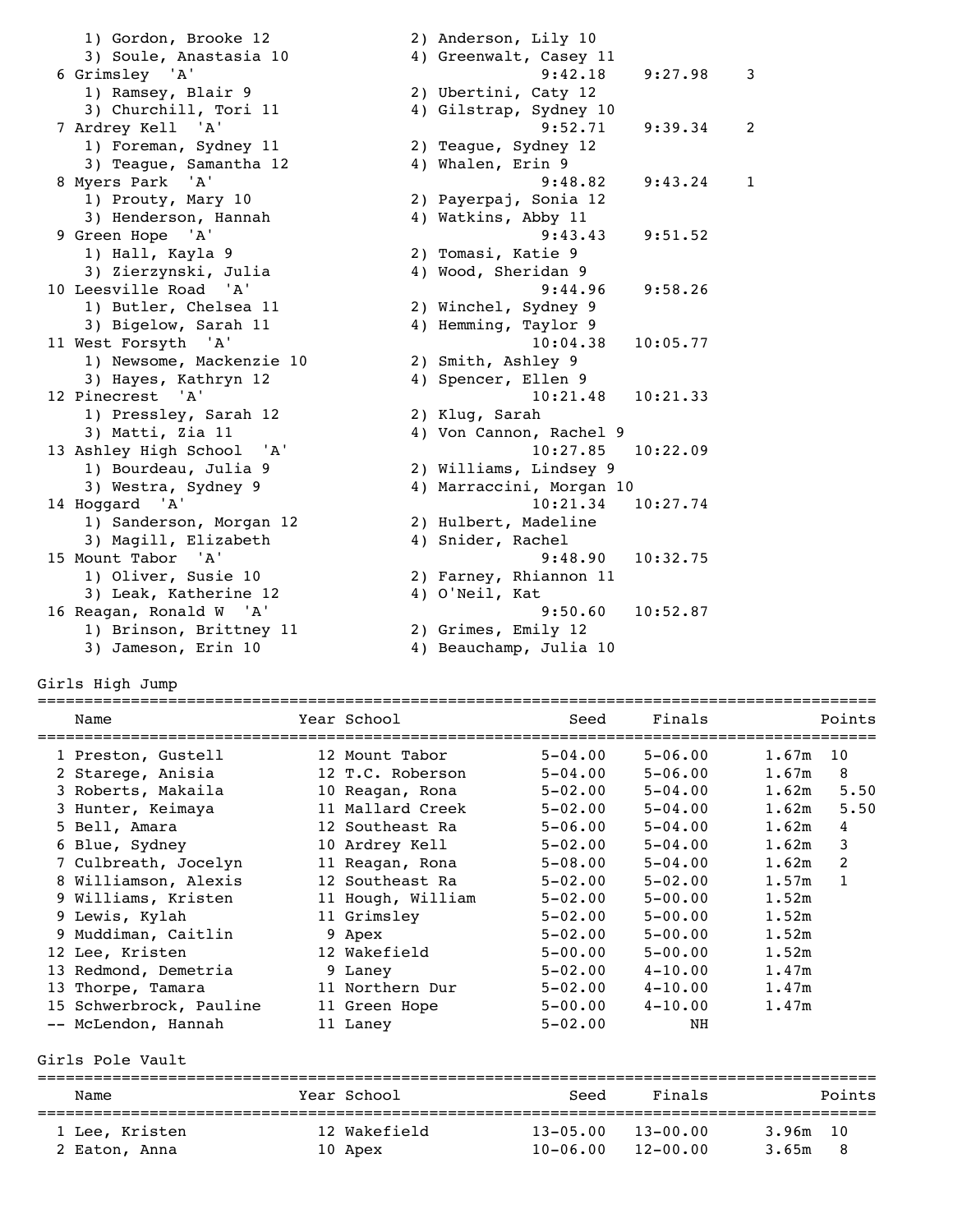| | | | | |
|---|---|---|---|---|
| 1) Gordon, Brooke 12 | 2) Anderson, Lily 10 | | | |
| 3) Soule, Anastasia 10 | 4) Greenwalt, Casey 11 | | | |
| 6 Grimsley 'A' | | 9:42.18 | 9:27.98 | 3 |
| 1) Ramsey, Blair 9 | 2) Ubertini, Caty 12 | | | |
| 3) Churchill, Tori 11 | 4) Gilstrap, Sydney 10 | | | |
| 7 Ardrey Kell 'A' | | 9:52.71 | 9:39.34 | 2 |
| 1) Foreman, Sydney 11 | 2) Teague, Sydney 12 | | | |
| 3) Teague, Samantha 12 | 4) Whalen, Erin 9 | | | |
| 8 Myers Park 'A' | | 9:48.82 | 9:43.24 | 1 |
| 1) Prouty, Mary 10 | 2) Payerpaj, Sonia 12 | | | |
| 3) Henderson, Hannah | 4) Watkins, Abby 11 | | | |
| 9 Green Hope 'A' | | 9:43.43 | 9:51.52 | |
| 1) Hall, Kayla 9 | 2) Tomasi, Katie 9 | | | |
| 3) Zierzynski, Julia | 4) Wood, Sheridan 9 | | | |
| 10 Leesville Road 'A' | | 9:44.96 | 9:58.26 | |
| 1) Butler, Chelsea 11 | 2) Winchel, Sydney 9 | | | |
| 3) Bigelow, Sarah 11 | 4) Hemming, Taylor 9 | | | |
| 11 West Forsyth 'A' | | 10:04.38 | 10:05.77 | |
| 1) Newsome, Mackenzie 10 | 2) Smith, Ashley 9 | | | |
| 3) Hayes, Kathryn 12 | 4) Spencer, Ellen 9 | | | |
| 12 Pinecrest 'A' | | 10:21.48 | 10:21.33 | |
| 1) Pressley, Sarah 12 | 2) Klug, Sarah | | | |
| 3) Matti, Zia 11 | 4) Von Cannon, Rachel 9 | | | |
| 13 Ashley High School 'A' | | 10:27.85 | 10:22.09 | |
| 1) Bourdeau, Julia 9 | 2) Williams, Lindsey 9 | | | |
| 3) Westra, Sydney 9 | 4) Marraccini, Morgan 10 | | | |
| 14 Hoggard 'A' | | 10:21.34 | 10:27.74 | |
| 1) Sanderson, Morgan 12 | 2) Hulbert, Madeline | | | |
| 3) Magill, Elizabeth | 4) Snider, Rachel | | | |
| 15 Mount Tabor 'A' | | 9:48.90 | 10:32.75 | |
| 1) Oliver, Susie 10 | 2) Farney, Rhiannon 11 | | | |
| 3) Leak, Katherine 12 | 4) O'Neil, Kat | | | |
| 16 Reagan, Ronald W 'A' | | 9:50.60 | 10:52.87 | |
| 1) Brinson, Brittney 11 | 2) Grimes, Emily 12 | | | |
| 3) Jameson, Erin 10 | 4) Beauchamp, Julia 10 | | | |

## Girls High Jump

| | Name | Year | School | Seed | Finals | | Points |
|---|---|---|---|---|---|---|---|
| 1 | Preston, Gustell | 12 | Mount Tabor | 5-04.00 | 5-06.00 | 1.67m | 10 |
| 2 | Starege, Anisia | 12 | T.C. Roberson | 5-04.00 | 5-06.00 | 1.67m | 8 |
| 3 | Roberts, Makaila | 10 | Reagan, Rona | 5-02.00 | 5-04.00 | 1.62m | 5.50 |
| 3 | Hunter, Keimaya | 11 | Mallard Creek | 5-02.00 | 5-04.00 | 1.62m | 5.50 |
| 5 | Bell, Amara | 12 | Southeast Ra | 5-06.00 | 5-04.00 | 1.62m | 4 |
| 6 | Blue, Sydney | 10 | Ardrey Kell | 5-02.00 | 5-04.00 | 1.62m | 3 |
| 7 | Culbreath, Jocelyn | 11 | Reagan, Rona | 5-08.00 | 5-04.00 | 1.62m | 2 |
| 8 | Williamson, Alexis | 12 | Southeast Ra | 5-02.00 | 5-02.00 | 1.57m | 1 |
| 9 | Williams, Kristen | 11 | Hough, William | 5-02.00 | 5-00.00 | 1.52m | |
| 9 | Lewis, Kylah | 11 | Grimsley | 5-02.00 | 5-00.00 | 1.52m | |
| 9 | Muddiman, Caitlin | 9 | Apex | 5-02.00 | 5-00.00 | 1.52m | |
| 12 | Lee, Kristen | 12 | Wakefield | 5-00.00 | 5-00.00 | 1.52m | |
| 13 | Redmond, Demetria | 9 | Laney | 5-02.00 | 4-10.00 | 1.47m | |
| 13 | Thorpe, Tamara | 11 | Northern Dur | 5-02.00 | 4-10.00 | 1.47m | |
| 15 | Schwerbrock, Pauline | 11 | Green Hope | 5-00.00 | 4-10.00 | 1.47m | |
| -- | McLendon, Hannah | 11 | Laney | 5-02.00 | NH | | |

## Girls Pole Vault

| | Name | Year | School | Seed | Finals | | Points |
|---|---|---|---|---|---|---|---|
| 1 | Lee, Kristen | 12 | Wakefield | 13-05.00 | 13-00.00 | 3.96m | 10 |
| 2 | Eaton, Anna | 10 | Apex | 10-06.00 | 12-00.00 | 3.65m | 8 |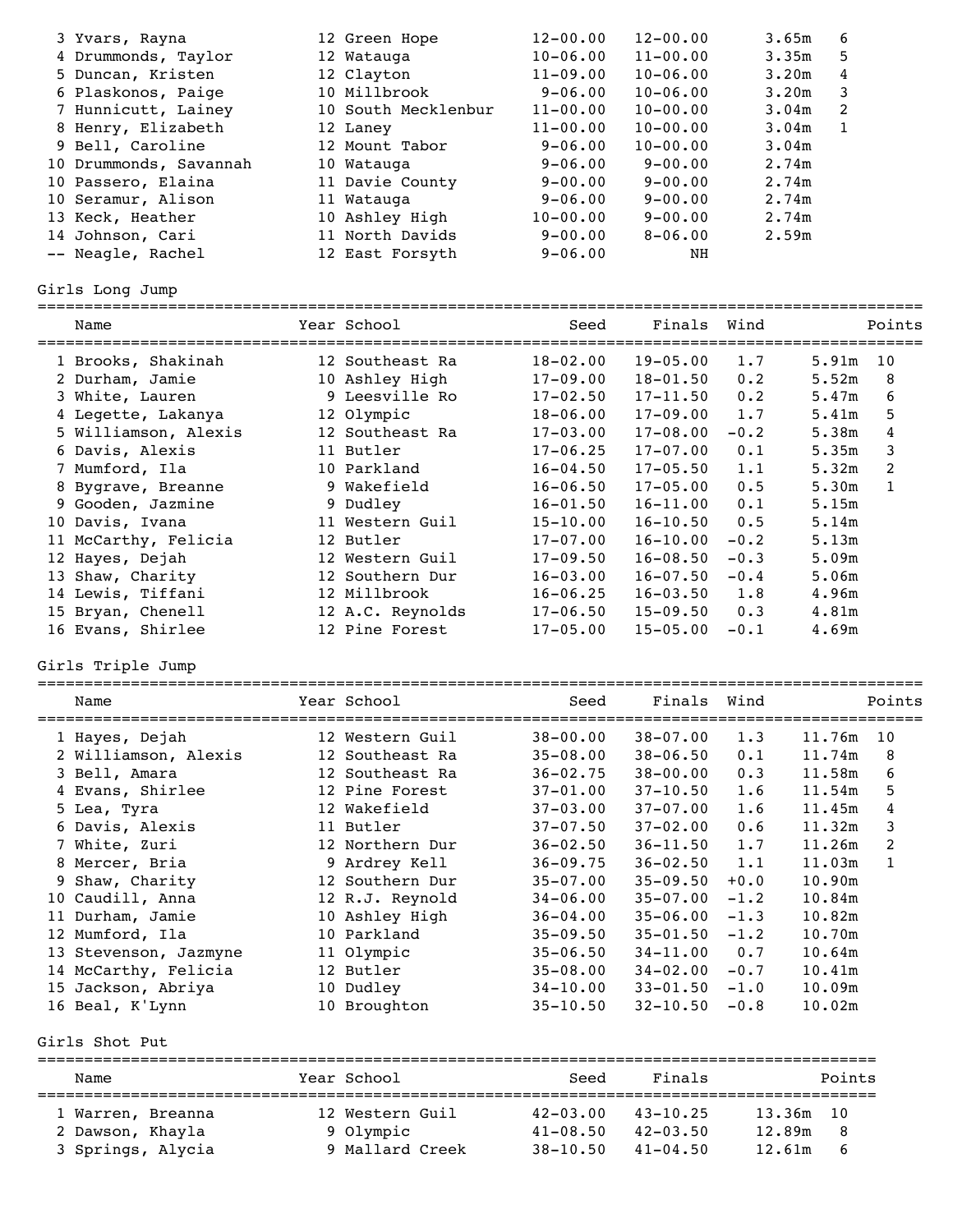| Place | Name | Year | School | Seed | Finals | | Points |
|---|---|---|---|---|---|---|---|
| 3 | Yvars, Rayna | 12 | Green Hope | 12-00.00 | 12-00.00 | 3.65m | 6 |
| 4 | Drummonds, Taylor | 12 | Watauga | 10-06.00 | 11-00.00 | 3.35m | 5 |
| 5 | Duncan, Kristen | 12 | Clayton | 11-09.00 | 10-06.00 | 3.20m | 4 |
| 6 | Plaskonos, Paige | 10 | Millbrook | 9-06.00 | 10-06.00 | 3.20m | 3 |
| 7 | Hunnicutt, Lainey | 10 | South Mecklenbur | 11-00.00 | 10-00.00 | 3.04m | 2 |
| 8 | Henry, Elizabeth | 12 | Laney | 11-00.00 | 10-00.00 | 3.04m | 1 |
| 9 | Bell, Caroline | 12 | Mount Tabor | 9-06.00 | 10-00.00 | 3.04m | |
| 10 | Drummonds, Savannah | 10 | Watauga | 9-06.00 | 9-00.00 | 2.74m | |
| 10 | Passero, Elaina | 11 | Davie County | 9-00.00 | 9-00.00 | 2.74m | |
| 10 | Seramur, Alison | 11 | Watauga | 9-06.00 | 9-00.00 | 2.74m | |
| 13 | Keck, Heather | 10 | Ashley High | 10-00.00 | 9-00.00 | 2.74m | |
| 14 | Johnson, Cari | 11 | North Davids | 9-00.00 | 8-06.00 | 2.59m | |
| -- | Neagle, Rachel | 12 | East Forsyth | 9-06.00 | NH | | |

## Girls Long Jump

| Place | Name | Year | School | Seed | Finals | Wind | | Points |
|---|---|---|---|---|---|---|---|---|
| 1 | Brooks, Shakinah | 12 | Southeast Ra | 18-02.00 | 19-05.00 | 1.7 | 5.91m | 10 |
| 2 | Durham, Jamie | 10 | Ashley High | 17-09.00 | 18-01.50 | 0.2 | 5.52m | 8 |
| 3 | White, Lauren | 9 | Leesville Ro | 17-02.50 | 17-11.50 | 0.2 | 5.47m | 6 |
| 4 | Legette, Lakanya | 12 | Olympic | 18-06.00 | 17-09.00 | 1.7 | 5.41m | 5 |
| 5 | Williamson, Alexis | 12 | Southeast Ra | 17-03.00 | 17-08.00 | -0.2 | 5.38m | 4 |
| 6 | Davis, Alexis | 11 | Butler | 17-06.25 | 17-07.00 | 0.1 | 5.35m | 3 |
| 7 | Mumford, Ila | 10 | Parkland | 16-04.50 | 17-05.50 | 1.1 | 5.32m | 2 |
| 8 | Bygrave, Breanne | 9 | Wakefield | 16-06.50 | 17-05.00 | 0.5 | 5.30m | 1 |
| 9 | Gooden, Jazmine | 9 | Dudley | 16-01.50 | 16-11.00 | 0.1 | 5.15m | |
| 10 | Davis, Ivana | 11 | Western Guil | 15-10.00 | 16-10.50 | 0.5 | 5.14m | |
| 11 | McCarthy, Felicia | 12 | Butler | 17-07.00 | 16-10.00 | -0.2 | 5.13m | |
| 12 | Hayes, Dejah | 12 | Western Guil | 17-09.50 | 16-08.50 | -0.3 | 5.09m | |
| 13 | Shaw, Charity | 12 | Southern Dur | 16-03.00 | 16-07.50 | -0.4 | 5.06m | |
| 14 | Lewis, Tiffani | 12 | Millbrook | 16-06.25 | 16-03.50 | 1.8 | 4.96m | |
| 15 | Bryan, Chenell | 12 | A.C. Reynolds | 17-06.50 | 15-09.50 | 0.3 | 4.81m | |
| 16 | Evans, Shirlee | 12 | Pine Forest | 17-05.00 | 15-05.00 | -0.1 | 4.69m | |

## Girls Triple Jump

| Place | Name | Year | School | Seed | Finals | Wind | | Points |
|---|---|---|---|---|---|---|---|---|
| 1 | Hayes, Dejah | 12 | Western Guil | 38-00.00 | 38-07.00 | 1.3 | 11.76m | 10 |
| 2 | Williamson, Alexis | 12 | Southeast Ra | 35-08.00 | 38-06.50 | 0.1 | 11.74m | 8 |
| 3 | Bell, Amara | 12 | Southeast Ra | 36-02.75 | 38-00.00 | 0.3 | 11.58m | 6 |
| 4 | Evans, Shirlee | 12 | Pine Forest | 37-01.00 | 37-10.50 | 1.6 | 11.54m | 5 |
| 5 | Lea, Tyra | 12 | Wakefield | 37-03.00 | 37-07.00 | 1.6 | 11.45m | 4 |
| 6 | Davis, Alexis | 11 | Butler | 37-07.50 | 37-02.00 | 0.6 | 11.32m | 3 |
| 7 | White, Zuri | 12 | Northern Dur | 36-02.50 | 36-11.50 | 1.7 | 11.26m | 2 |
| 8 | Mercer, Bria | 9 | Ardrey Kell | 36-09.75 | 36-02.50 | 1.1 | 11.03m | 1 |
| 9 | Shaw, Charity | 12 | Southern Dur | 35-07.00 | 35-09.50 | +0.0 | 10.90m | |
| 10 | Caudill, Anna | 12 | R.J. Reynold | 34-06.00 | 35-07.00 | -1.2 | 10.84m | |
| 11 | Durham, Jamie | 10 | Ashley High | 36-04.00 | 35-06.00 | -1.3 | 10.82m | |
| 12 | Mumford, Ila | 10 | Parkland | 35-09.50 | 35-01.50 | -1.2 | 10.70m | |
| 13 | Stevenson, Jazmyne | 11 | Olympic | 35-06.50 | 34-11.00 | 0.7 | 10.64m | |
| 14 | McCarthy, Felicia | 12 | Butler | 35-08.00 | 34-02.00 | -0.7 | 10.41m | |
| 15 | Jackson, Abriya | 10 | Dudley | 34-10.00 | 33-01.50 | -1.0 | 10.09m | |
| 16 | Beal, K'Lynn | 10 | Broughton | 35-10.50 | 32-10.50 | -0.8 | 10.02m | |

## Girls Shot Put

| Place | Name | Year | School | Seed | Finals | | Points |
|---|---|---|---|---|---|---|---|
| 1 | Warren, Breanna | 12 | Western Guil | 42-03.00 | 43-10.25 | 13.36m | 10 |
| 2 | Dawson, Khayla | 9 | Olympic | 41-08.50 | 42-03.50 | 12.89m | 8 |
| 3 | Springs, Alycia | 9 | Mallard Creek | 38-10.50 | 41-04.50 | 12.61m | 6 |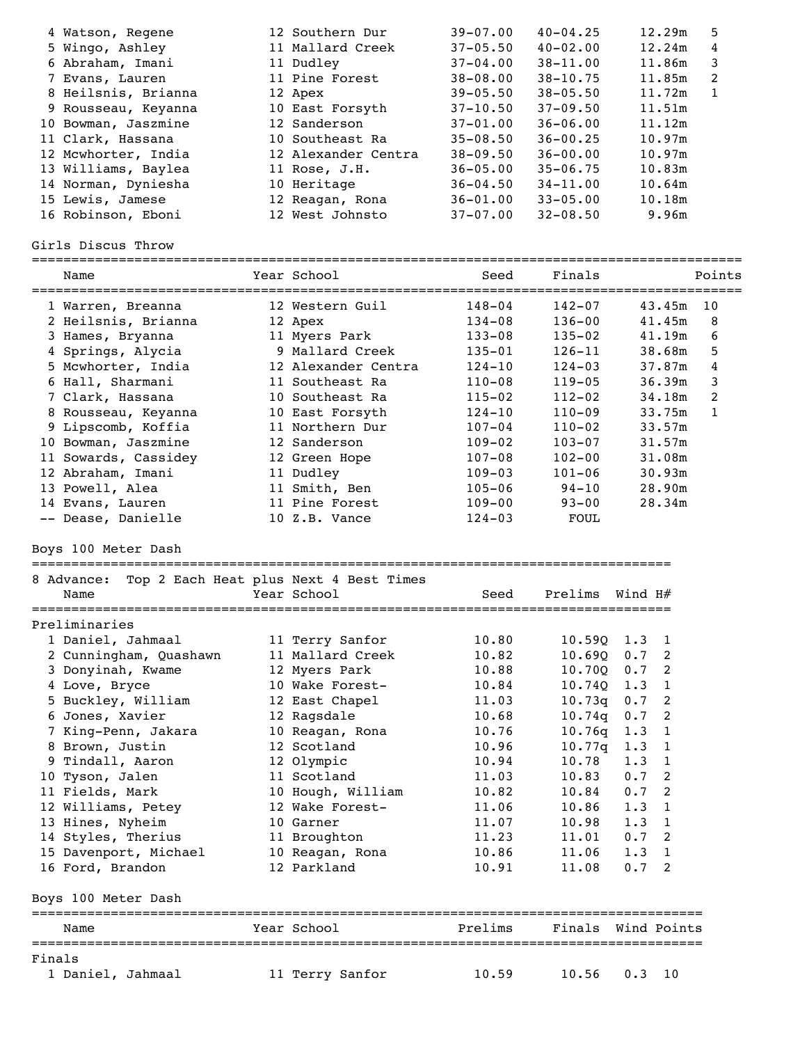| Place | Name | Year | School | Seed | Finals | Metric | Points |
|---|---|---|---|---|---|---|---|
| 4 | Watson, Regene | 12 | Southern Dur | 39-07.00 | 40-04.25 | 12.29m | 5 |
| 5 | Wingo, Ashley | 11 | Mallard Creek | 37-05.50 | 40-02.00 | 12.24m | 4 |
| 6 | Abraham, Imani | 11 | Dudley | 37-04.00 | 38-11.00 | 11.86m | 3 |
| 7 | Evans, Lauren | 11 | Pine Forest | 38-08.00 | 38-10.75 | 11.85m | 2 |
| 8 | Heilsnis, Brianna | 12 | Apex | 39-05.50 | 38-05.50 | 11.72m | 1 |
| 9 | Rousseau, Keyanna | 10 | East Forsyth | 37-10.50 | 37-09.50 | 11.51m | |
| 10 | Bowman, Jaszmine | 12 | Sanderson | 37-01.00 | 36-06.00 | 11.12m | |
| 11 | Clark, Hassana | 10 | Southeast Ra | 35-08.50 | 36-00.25 | 10.97m | |
| 12 | Mcwhorter, India | 12 | Alexander Centra | 38-09.50 | 36-00.00 | 10.97m | |
| 13 | Williams, Baylea | 11 | Rose, J.H. | 36-05.00 | 35-06.75 | 10.83m | |
| 14 | Norman, Dyniesha | 10 | Heritage | 36-04.50 | 34-11.00 | 10.64m | |
| 15 | Lewis, Jamese | 12 | Reagan, Rona | 36-01.00 | 33-05.00 | 10.18m | |
| 16 | Robinson, Eboni | 12 | West Johnsto | 37-07.00 | 32-08.50 | 9.96m | |

## Girls Discus Throw

| Place | Name | Year | School | Seed | Finals | Metric | Points |
|---|---|---|---|---|---|---|---|
| 1 | Warren, Breanna | 12 | Western Guil | 148-04 | 142-07 | 43.45m | 10 |
| 2 | Heilsnis, Brianna | 12 | Apex | 134-08 | 136-00 | 41.45m | 8 |
| 3 | Hames, Bryanna | 11 | Myers Park | 133-08 | 135-02 | 41.19m | 6 |
| 4 | Springs, Alycia | 9 | Mallard Creek | 135-01 | 126-11 | 38.68m | 5 |
| 5 | Mcwhorter, India | 12 | Alexander Centra | 124-10 | 124-03 | 37.87m | 4 |
| 6 | Hall, Sharmani | 11 | Southeast Ra | 110-08 | 119-05 | 36.39m | 3 |
| 7 | Clark, Hassana | 10 | Southeast Ra | 115-02 | 112-02 | 34.18m | 2 |
| 8 | Rousseau, Keyanna | 10 | East Forsyth | 124-10 | 110-09 | 33.75m | 1 |
| 9 | Lipscomb, Koffia | 11 | Northern Dur | 107-04 | 110-02 | 33.57m | |
| 10 | Bowman, Jaszmine | 12 | Sanderson | 109-02 | 103-07 | 31.57m | |
| 11 | Sowards, Cassidey | 12 | Green Hope | 107-08 | 102-00 | 31.08m | |
| 12 | Abraham, Imani | 11 | Dudley | 109-03 | 101-06 | 30.93m | |
| 13 | Powell, Alea | 11 | Smith, Ben | 105-06 | 94-10 | 28.90m | |
| 14 | Evans, Lauren | 11 | Pine Forest | 109-00 | 93-00 | 28.34m | |
| -- | Dease, Danielle | 10 | Z.B. Vance | 124-03 | FOUL | | |

## Boys 100 Meter Dash

8 Advance: Top 2 Each Heat plus Next 4 Best Times

Preliminaries

| Place | Name | Year | School | Seed | Prelims | Wind | H# |
|---|---|---|---|---|---|---|---|
| 1 | Daniel, Jahmaal | 11 | Terry Sanfor | 10.80 | 10.59Q | 1.3 | 1 |
| 2 | Cunningham, Quashawn | 11 | Mallard Creek | 10.82 | 10.69Q | 0.7 | 2 |
| 3 | Donyinah, Kwame | 12 | Myers Park | 10.88 | 10.70Q | 0.7 | 2 |
| 4 | Love, Bryce | 10 | Wake Forest- | 10.84 | 10.74Q | 1.3 | 1 |
| 5 | Buckley, William | 12 | East Chapel | 11.03 | 10.73q | 0.7 | 2 |
| 6 | Jones, Xavier | 12 | Ragsdale | 10.68 | 10.74q | 0.7 | 2 |
| 7 | King-Penn, Jakara | 10 | Reagan, Rona | 10.76 | 10.76q | 1.3 | 1 |
| 8 | Brown, Justin | 12 | Scotland | 10.96 | 10.77q | 1.3 | 1 |
| 9 | Tindall, Aaron | 12 | Olympic | 10.94 | 10.78 | 1.3 | 1 |
| 10 | Tyson, Jalen | 11 | Scotland | 11.03 | 10.83 | 0.7 | 2 |
| 11 | Fields, Mark | 10 | Hough, William | 10.82 | 10.84 | 0.7 | 2 |
| 12 | Williams, Petey | 12 | Wake Forest- | 11.06 | 10.86 | 1.3 | 1 |
| 13 | Hines, Nyheim | 10 | Garner | 11.07 | 10.98 | 1.3 | 1 |
| 14 | Styles, Therius | 11 | Broughton | 11.23 | 11.01 | 0.7 | 2 |
| 15 | Davenport, Michael | 10 | Reagan, Rona | 10.86 | 11.06 | 1.3 | 1 |
| 16 | Ford, Brandon | 12 | Parkland | 10.91 | 11.08 | 0.7 | 2 |

## Boys 100 Meter Dash

Finals

| Place | Name | Year | School | Prelims | Finals | Wind | Points |
|---|---|---|---|---|---|---|---|
| 1 | Daniel, Jahmaal | 11 | Terry Sanfor | 10.59 | 10.56 | 0.3 | 10 |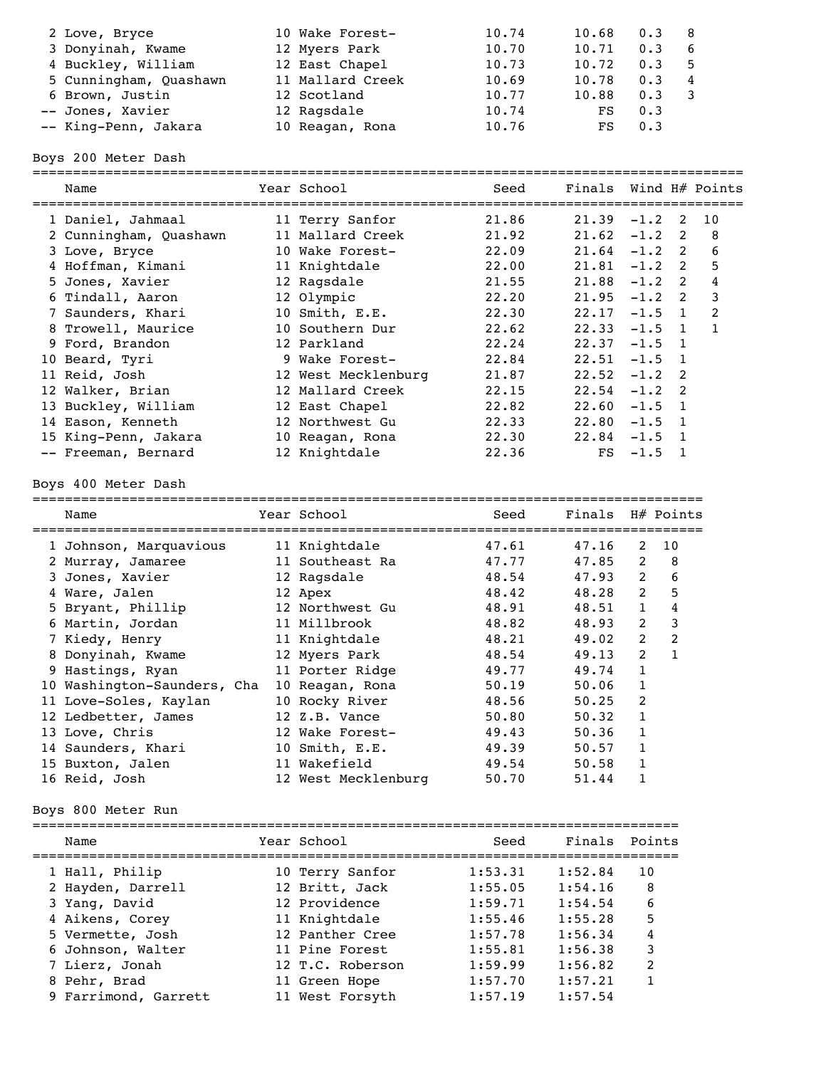| Name | Year | School | Seed | Finals | Wind | Points |
|---|---|---|---|---|---|---|
| 2 Love, Bryce | 10 | Wake Forest- | 10.74 | 10.68 | 0.3 | 8 |
| 3 Donyinah, Kwame | 12 | Myers Park | 10.70 | 10.71 | 0.3 | 6 |
| 4 Buckley, William | 12 | East Chapel | 10.73 | 10.72 | 0.3 | 5 |
| 5 Cunningham, Quashawn | 11 | Mallard Creek | 10.69 | 10.78 | 0.3 | 4 |
| 6 Brown, Justin | 12 | Scotland | 10.77 | 10.88 | 0.3 | 3 |
| -- Jones, Xavier | 12 | Ragsdale | 10.74 | FS | 0.3 | |
| -- King-Penn, Jakara | 10 | Reagan, Rona | 10.76 | FS | 0.3 | |

## Boys 200 Meter Dash

| Name | Year | School | Seed | Finals | Wind | H# | Points |
|---|---|---|---|---|---|---|---|
| 1 Daniel, Jahmaal | 11 | Terry Sanfor | 21.86 | 21.39 | -1.2 | 2 | 10 |
| 2 Cunningham, Quashawn | 11 | Mallard Creek | 21.92 | 21.62 | -1.2 | 2 | 8 |
| 3 Love, Bryce | 10 | Wake Forest- | 22.09 | 21.64 | -1.2 | 2 | 6 |
| 4 Hoffman, Kimani | 11 | Knightdale | 22.00 | 21.81 | -1.2 | 2 | 5 |
| 5 Jones, Xavier | 12 | Ragsdale | 21.55 | 21.88 | -1.2 | 2 | 4 |
| 6 Tindall, Aaron | 12 | Olympic | 22.20 | 21.95 | -1.2 | 2 | 3 |
| 7 Saunders, Khari | 10 | Smith, E.E. | 22.30 | 22.17 | -1.5 | 1 | 2 |
| 8 Trowell, Maurice | 10 | Southern Dur | 22.62 | 22.33 | -1.5 | 1 | 1 |
| 9 Ford, Brandon | 12 | Parkland | 22.24 | 22.37 | -1.5 | 1 | |
| 10 Beard, Tyri | 9 | Wake Forest- | 22.84 | 22.51 | -1.5 | 1 | |
| 11 Reid, Josh | 12 | West Mecklenburg | 21.87 | 22.52 | -1.2 | 2 | |
| 12 Walker, Brian | 12 | Mallard Creek | 22.15 | 22.54 | -1.2 | 2 | |
| 13 Buckley, William | 12 | East Chapel | 22.82 | 22.60 | -1.5 | 1 | |
| 14 Eason, Kenneth | 12 | Northwest Gu | 22.33 | 22.80 | -1.5 | 1 | |
| 15 King-Penn, Jakara | 10 | Reagan, Rona | 22.30 | 22.84 | -1.5 | 1 | |
| -- Freeman, Bernard | 12 | Knightdale | 22.36 | FS | -1.5 | 1 | |

## Boys 400 Meter Dash

| Name | Year | School | Seed | Finals | H# | Points |
|---|---|---|---|---|---|---|
| 1 Johnson, Marquavious | 11 | Knightdale | 47.61 | 47.16 | 2 | 10 |
| 2 Murray, Jamaree | 11 | Southeast Ra | 47.77 | 47.85 | 2 | 8 |
| 3 Jones, Xavier | 12 | Ragsdale | 48.54 | 47.93 | 2 | 6 |
| 4 Ware, Jalen | 12 | Apex | 48.42 | 48.28 | 2 | 5 |
| 5 Bryant, Phillip | 12 | Northwest Gu | 48.91 | 48.51 | 1 | 4 |
| 6 Martin, Jordan | 11 | Millbrook | 48.82 | 48.93 | 2 | 3 |
| 7 Kiedy, Henry | 11 | Knightdale | 48.21 | 49.02 | 2 | 2 |
| 8 Donyinah, Kwame | 12 | Myers Park | 48.54 | 49.13 | 2 | 1 |
| 9 Hastings, Ryan | 11 | Porter Ridge | 49.77 | 49.74 | 1 | |
| 10 Washington-Saunders, Cha | 10 | Reagan, Rona | 50.19 | 50.06 | 1 | |
| 11 Love-Soles, Kaylan | 10 | Rocky River | 48.56 | 50.25 | 2 | |
| 12 Ledbetter, James | 12 | Z.B. Vance | 50.80 | 50.32 | 1 | |
| 13 Love, Chris | 12 | Wake Forest- | 49.43 | 50.36 | 1 | |
| 14 Saunders, Khari | 10 | Smith, E.E. | 49.39 | 50.57 | 1 | |
| 15 Buxton, Jalen | 11 | Wakefield | 49.54 | 50.58 | 1 | |
| 16 Reid, Josh | 12 | West Mecklenburg | 50.70 | 51.44 | 1 | |

## Boys 800 Meter Run

| Name | Year | School | Seed | Finals | Points |
|---|---|---|---|---|---|
| 1 Hall, Philip | 10 | Terry Sanfor | 1:53.31 | 1:52.84 | 10 |
| 2 Hayden, Darrell | 12 | Britt, Jack | 1:55.05 | 1:54.16 | 8 |
| 3 Yang, David | 12 | Providence | 1:59.71 | 1:54.54 | 6 |
| 4 Aikens, Corey | 11 | Knightdale | 1:55.46 | 1:55.28 | 5 |
| 5 Vermette, Josh | 12 | Panther Cree | 1:57.78 | 1:56.34 | 4 |
| 6 Johnson, Walter | 11 | Pine Forest | 1:55.81 | 1:56.38 | 3 |
| 7 Lierz, Jonah | 12 | T.C. Roberson | 1:59.99 | 1:56.82 | 2 |
| 8 Pehr, Brad | 11 | Green Hope | 1:57.70 | 1:57.21 | 1 |
| 9 Farrimond, Garrett | 11 | West Forsyth | 1:57.19 | 1:57.54 | |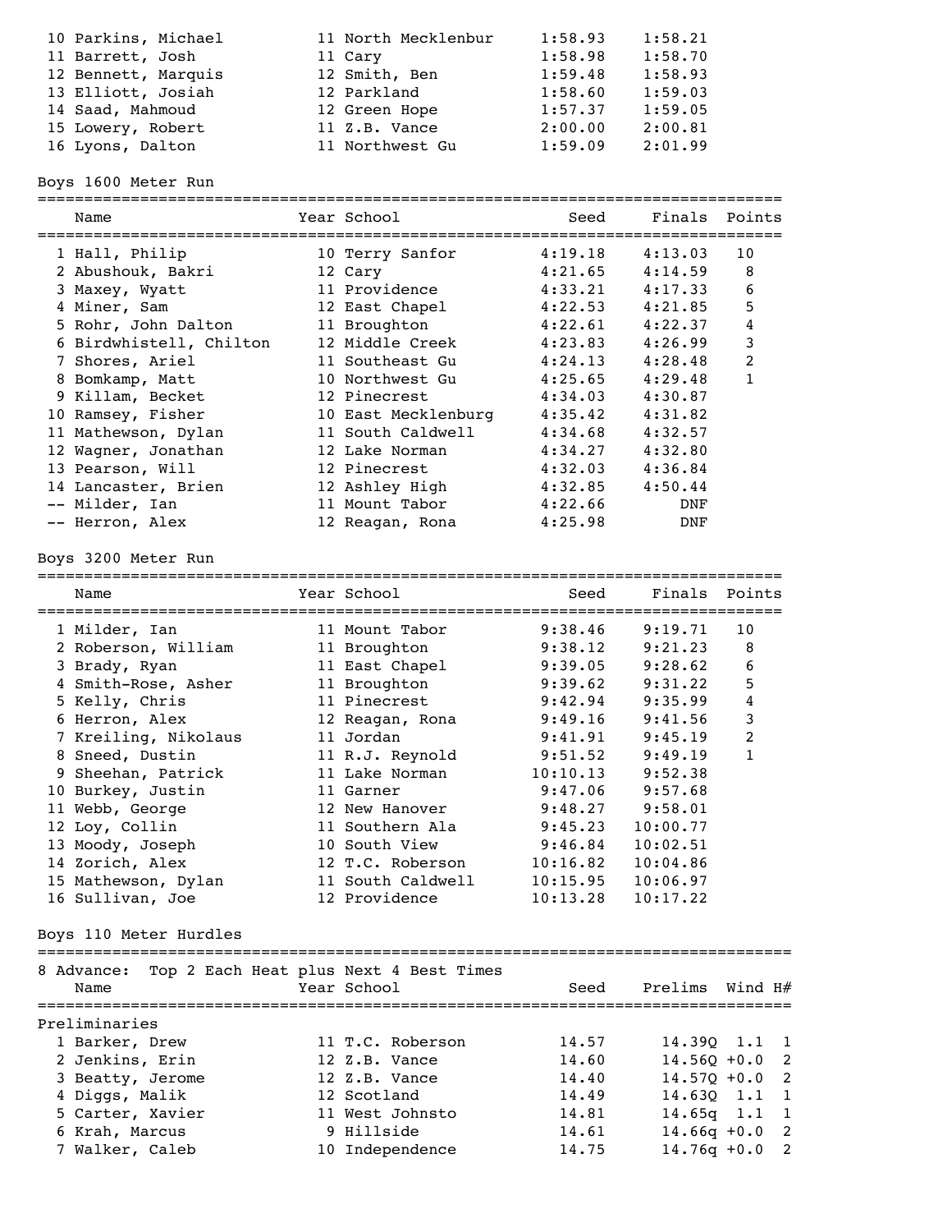| Place | Name | Year | School | Seed | Finals |
|---|---|---|---|---|---|
| 10 | Parkins, Michael | 11 | North Mecklenbur | 1:58.93 | 1:58.21 |
| 11 | Barrett, Josh | 11 | Cary | 1:58.98 | 1:58.70 |
| 12 | Bennett, Marquis | 12 | Smith, Ben | 1:59.48 | 1:58.93 |
| 13 | Elliott, Josiah | 12 | Parkland | 1:58.60 | 1:59.03 |
| 14 | Saad, Mahmoud | 12 | Green Hope | 1:57.37 | 1:59.05 |
| 15 | Lowery, Robert | 11 | Z.B. Vance | 2:00.00 | 2:00.81 |
| 16 | Lyons, Dalton | 11 | Northwest Gu | 1:59.09 | 2:01.99 |

## Boys 1600 Meter Run

| Place | Name | Year | School | Seed | Finals | Points |
|---|---|---|---|---|---|---|
| 1 | Hall, Philip | 10 | Terry Sanfor | 4:19.18 | 4:13.03 | 10 |
| 2 | Abushouk, Bakri | 12 | Cary | 4:21.65 | 4:14.59 | 8 |
| 3 | Maxey, Wyatt | 11 | Providence | 4:33.21 | 4:17.33 | 6 |
| 4 | Miner, Sam | 12 | East Chapel | 4:22.53 | 4:21.85 | 5 |
| 5 | Rohr, John Dalton | 11 | Broughton | 4:22.61 | 4:22.37 | 4 |
| 6 | Birdwhistell, Chilton | 12 | Middle Creek | 4:23.83 | 4:26.99 | 3 |
| 7 | Shores, Ariel | 11 | Southeast Gu | 4:24.13 | 4:28.48 | 2 |
| 8 | Bomkamp, Matt | 10 | Northwest Gu | 4:25.65 | 4:29.48 | 1 |
| 9 | Killam, Becket | 12 | Pinecrest | 4:34.03 | 4:30.87 | |
| 10 | Ramsey, Fisher | 10 | East Mecklenburg | 4:35.42 | 4:31.82 | |
| 11 | Mathewson, Dylan | 11 | South Caldwell | 4:34.68 | 4:32.57 | |
| 12 | Wagner, Jonathan | 12 | Lake Norman | 4:34.27 | 4:32.80 | |
| 13 | Pearson, Will | 12 | Pinecrest | 4:32.03 | 4:36.84 | |
| 14 | Lancaster, Brien | 12 | Ashley High | 4:32.85 | 4:50.44 | |
| -- | Milder, Ian | 11 | Mount Tabor | 4:22.66 | DNF | |
| -- | Herron, Alex | 12 | Reagan, Rona | 4:25.98 | DNF | |

## Boys 3200 Meter Run

| Place | Name | Year | School | Seed | Finals | Points |
|---|---|---|---|---|---|---|
| 1 | Milder, Ian | 11 | Mount Tabor | 9:38.46 | 9:19.71 | 10 |
| 2 | Roberson, William | 11 | Broughton | 9:38.12 | 9:21.23 | 8 |
| 3 | Brady, Ryan | 11 | East Chapel | 9:39.05 | 9:28.62 | 6 |
| 4 | Smith-Rose, Asher | 11 | Broughton | 9:39.62 | 9:31.22 | 5 |
| 5 | Kelly, Chris | 11 | Pinecrest | 9:42.94 | 9:35.99 | 4 |
| 6 | Herron, Alex | 12 | Reagan, Rona | 9:49.16 | 9:41.56 | 3 |
| 7 | Kreiling, Nikolaus | 11 | Jordan | 9:41.91 | 9:45.19 | 2 |
| 8 | Sneed, Dustin | 11 | R.J. Reynold | 9:51.52 | 9:49.19 | 1 |
| 9 | Sheehan, Patrick | 11 | Lake Norman | 10:10.13 | 9:52.38 | |
| 10 | Burkey, Justin | 11 | Garner | 9:47.06 | 9:57.68 | |
| 11 | Webb, George | 12 | New Hanover | 9:48.27 | 9:58.01 | |
| 12 | Loy, Collin | 11 | Southern Ala | 9:45.23 | 10:00.77 | |
| 13 | Moody, Joseph | 10 | South View | 9:46.84 | 10:02.51 | |
| 14 | Zorich, Alex | 12 | T.C. Roberson | 10:16.82 | 10:04.86 | |
| 15 | Mathewson, Dylan | 11 | South Caldwell | 10:15.95 | 10:06.97 | |
| 16 | Sullivan, Joe | 12 | Providence | 10:13.28 | 10:17.22 | |

## Boys 110 Meter Hurdles

8 Advance: Top 2 Each Heat plus Next 4 Best Times

Preliminaries

| Place | Name | Year | School | Seed | Prelims | Wind | H# |
|---|---|---|---|---|---|---|---|
| 1 | Barker, Drew | 11 | T.C. Roberson | 14.57 | 14.39Q | 1.1 | 1 |
| 2 | Jenkins, Erin | 12 | Z.B. Vance | 14.60 | 14.56Q | +0.0 | 2 |
| 3 | Beatty, Jerome | 12 | Z.B. Vance | 14.40 | 14.57Q | +0.0 | 2 |
| 4 | Diggs, Malik | 12 | Scotland | 14.49 | 14.63Q | 1.1 | 1 |
| 5 | Carter, Xavier | 11 | West Johnsto | 14.81 | 14.65q | 1.1 | 1 |
| 6 | Krah, Marcus | 9 | Hillside | 14.61 | 14.66q | +0.0 | 2 |
| 7 | Walker, Caleb | 10 | Independence | 14.75 | 14.76q | +0.0 | 2 |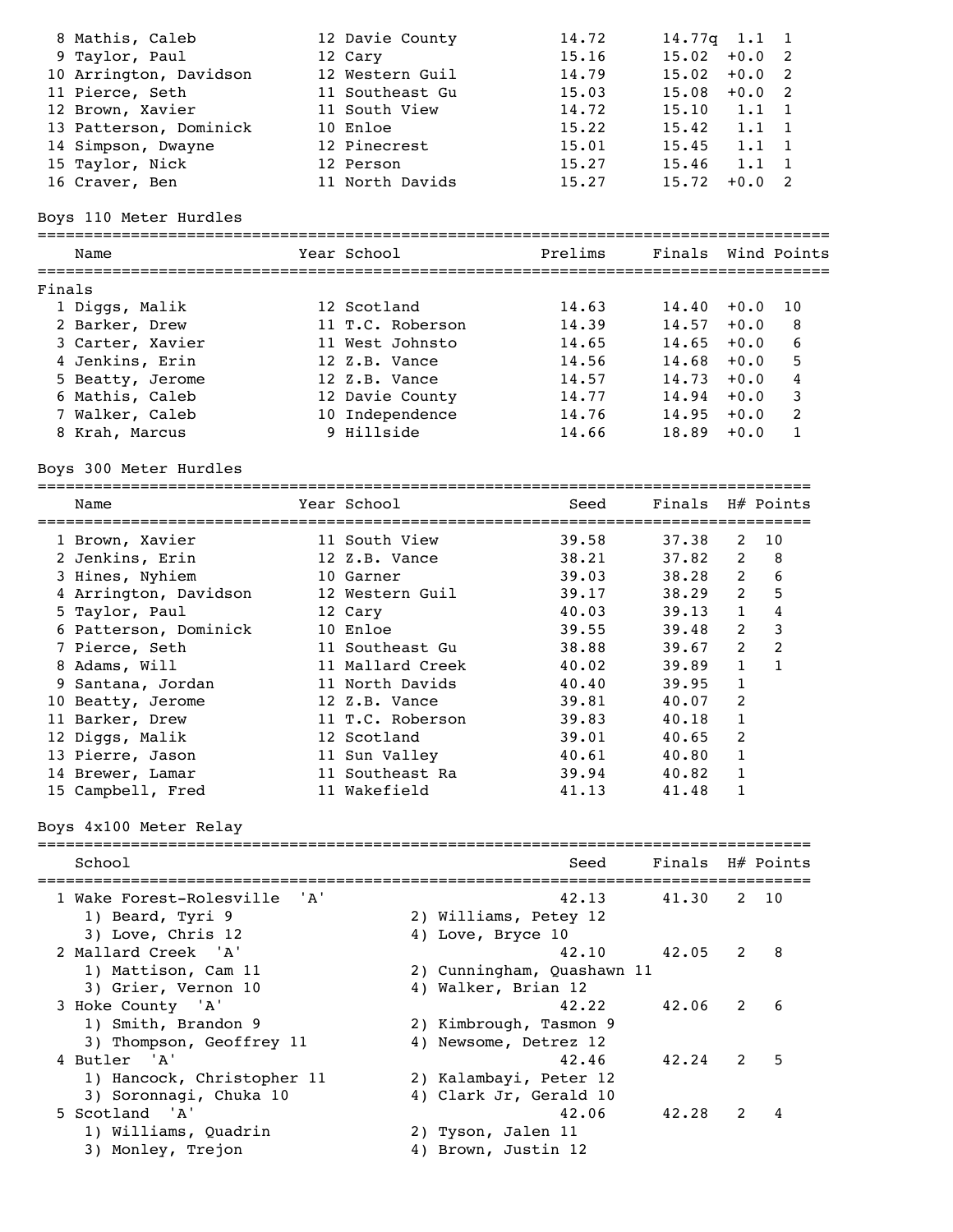| Place | Name | Year | School | Prelims | Finals | Wind | H# |
|---|---|---|---|---|---|---|---|
| 8 | Mathis, Caleb | 12 | Davie County | 14.72 | 14.77q | 1.1 | 1 |
| 9 | Taylor, Paul | 12 | Cary | 15.16 | 15.02 | +0.0 | 2 |
| 10 | Arrington, Davidson | 12 | Western Guil | 14.79 | 15.02 | +0.0 | 2 |
| 11 | Pierce, Seth | 11 | Southeast Gu | 15.03 | 15.08 | +0.0 | 2 |
| 12 | Brown, Xavier | 11 | South View | 14.72 | 15.10 | 1.1 | 1 |
| 13 | Patterson, Dominick | 10 | Enloe | 15.22 | 15.42 | 1.1 | 1 |
| 14 | Simpson, Dwayne | 12 | Pinecrest | 15.01 | 15.45 | 1.1 | 1 |
| 15 | Taylor, Nick | 12 | Person | 15.27 | 15.46 | 1.1 | 1 |
| 16 | Craver, Ben | 11 | North Davids | 15.27 | 15.72 | +0.0 | 2 |

## Boys 110 Meter Hurdles

Finals

| Place | Name | Year | School | Prelims | Finals | Wind | Points |
|---|---|---|---|---|---|---|---|
| 1 | Diggs, Malik | 12 | Scotland | 14.63 | 14.40 | +0.0 | 10 |
| 2 | Barker, Drew | 11 | T.C. Roberson | 14.39 | 14.57 | +0.0 | 8 |
| 3 | Carter, Xavier | 11 | West Johnsto | 14.65 | 14.65 | +0.0 | 6 |
| 4 | Jenkins, Erin | 12 | Z.B. Vance | 14.56 | 14.68 | +0.0 | 5 |
| 5 | Beatty, Jerome | 12 | Z.B. Vance | 14.57 | 14.73 | +0.0 | 4 |
| 6 | Mathis, Caleb | 12 | Davie County | 14.77 | 14.94 | +0.0 | 3 |
| 7 | Walker, Caleb | 10 | Independence | 14.76 | 14.95 | +0.0 | 2 |
| 8 | Krah, Marcus | 9 | Hillside | 14.66 | 18.89 | +0.0 | 1 |

## Boys 300 Meter Hurdles

| Place | Name | Year | School | Seed | Finals | H# | Points |
|---|---|---|---|---|---|---|---|
| 1 | Brown, Xavier | 11 | South View | 39.58 | 37.38 | 2 | 10 |
| 2 | Jenkins, Erin | 12 | Z.B. Vance | 38.21 | 37.82 | 2 | 8 |
| 3 | Hines, Nyhiem | 10 | Garner | 39.03 | 38.28 | 2 | 6 |
| 4 | Arrington, Davidson | 12 | Western Guil | 39.17 | 38.29 | 2 | 5 |
| 5 | Taylor, Paul | 12 | Cary | 40.03 | 39.13 | 1 | 4 |
| 6 | Patterson, Dominick | 10 | Enloe | 39.55 | 39.48 | 2 | 3 |
| 7 | Pierce, Seth | 11 | Southeast Gu | 38.88 | 39.67 | 2 | 2 |
| 8 | Adams, Will | 11 | Mallard Creek | 40.02 | 39.89 | 1 | 1 |
| 9 | Santana, Jordan | 11 | North Davids | 40.40 | 39.95 | 1 | |
| 10 | Beatty, Jerome | 12 | Z.B. Vance | 39.81 | 40.07 | 2 | |
| 11 | Barker, Drew | 11 | T.C. Roberson | 39.83 | 40.18 | 1 | |
| 12 | Diggs, Malik | 12 | Scotland | 39.01 | 40.65 | 2 | |
| 13 | Pierre, Jason | 11 | Sun Valley | 40.61 | 40.80 | 1 | |
| 14 | Brewer, Lamar | 11 | Southeast Ra | 39.94 | 40.82 | 1 | |
| 15 | Campbell, Fred | 11 | Wakefield | 41.13 | 41.48 | 1 | |

## Boys 4x100 Meter Relay

| Place | School | Seed | Finals | H# | Points |
|---|---|---|---|---|---|
| 1 | Wake Forest-Rolesville 'A' | 42.13 | 41.30 | 2 | 10 |
| | 1) Beard, Tyri 9; 2) Williams, Petey 12; 3) Love, Chris 12; 4) Love, Bryce 10 | | | | |
| 2 | Mallard Creek 'A' | 42.10 | 42.05 | 2 | 8 |
| | 1) Mattison, Cam 11; 2) Cunningham, Quashawn 11; 3) Grier, Vernon 10; 4) Walker, Brian 12 | | | | |
| 3 | Hoke County 'A' | 42.22 | 42.06 | 2 | 6 |
| | 1) Smith, Brandon 9; 2) Kimbrough, Tasmon 9; 3) Thompson, Geoffrey 11; 4) Newsome, Detrez 12 | | | | |
| 4 | Butler 'A' | 42.46 | 42.24 | 2 | 5 |
| | 1) Hancock, Christopher 11; 2) Kalambayi, Peter 12; 3) Soronnagi, Chuka 10; 4) Clark Jr, Gerald 10 | | | | |
| 5 | Scotland 'A' | 42.06 | 42.28 | 2 | 4 |
| | 1) Williams, Quadrin; 2) Tyson, Jalen 11; 3) Monley, Trejon; 4) Brown, Justin 12 | | | | |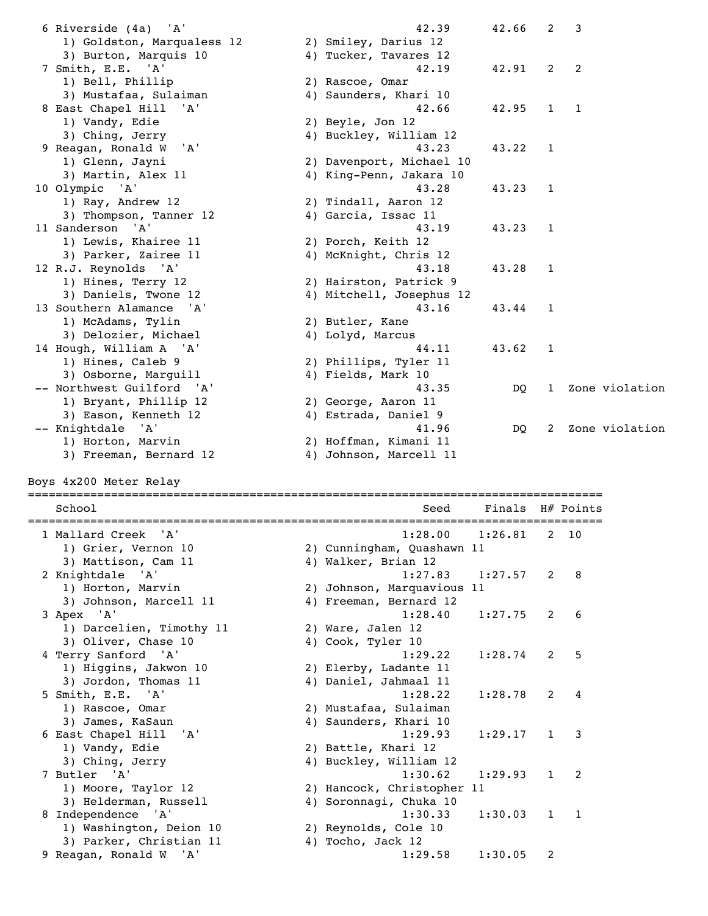| Place | School | Seed | Finals | H# | Points |
|---|---|---|---|---|---|
| 6 | Riverside (4a) 'A' | 42.39 | 42.66 | 2 | 3 |
| | 1) Goldston, Marqualess 12 · 2) Smiley, Darius 12 · 3) Burton, Marquis 10 · 4) Tucker, Tavares 12 | | | | |
| 7 | Smith, E.E. 'A' | 42.19 | 42.91 | 2 | 2 |
| | 1) Bell, Phillip · 2) Rascoe, Omar · 3) Mustafaa, Sulaiman · 4) Saunders, Khari 10 | | | | |
| 8 | East Chapel Hill 'A' | 42.66 | 42.95 | 1 | 1 |
| | 1) Vandy, Edie · 2) Beyle, Jon 12 · 3) Ching, Jerry · 4) Buckley, William 12 | | | | |
| 9 | Reagan, Ronald W 'A' | 43.23 | 43.22 | 1 | |
| | 1) Glenn, Jayni · 2) Davenport, Michael 10 · 3) Martin, Alex 11 · 4) King-Penn, Jakara 10 | | | | |
| 10 | Olympic 'A' | 43.28 | 43.23 | 1 | |
| | 1) Ray, Andrew 12 · 2) Tindall, Aaron 12 · 3) Thompson, Tanner 12 · 4) Garcia, Issac 11 | | | | |
| 11 | Sanderson 'A' | 43.19 | 43.23 | 1 | |
| | 1) Lewis, Khairee 11 · 2) Porch, Keith 12 · 3) Parker, Zairee 11 · 4) McKnight, Chris 12 | | | | |
| 12 | R.J. Reynolds 'A' | 43.18 | 43.28 | 1 | |
| | 1) Hines, Terry 12 · 2) Hairston, Patrick 9 · 3) Daniels, Twone 12 · 4) Mitchell, Josephus 12 | | | | |
| 13 | Southern Alamance 'A' | 43.16 | 43.44 | 1 | |
| | 1) McAdams, Tylin · 2) Butler, Kane · 3) Delozier, Michael · 4) Lolyd, Marcus | | | | |
| 14 | Hough, William A 'A' | 44.11 | 43.62 | 1 | |
| | 1) Hines, Caleb 9 · 2) Phillips, Tyler 11 · 3) Osborne, Marguill · 4) Fields, Mark 10 | | | | |
| -- | Northwest Guilford 'A' | 43.35 | DQ | 1 | Zone violation |
| | 1) Bryant, Phillip 12 · 2) George, Aaron 11 · 3) Eason, Kenneth 12 · 4) Estrada, Daniel 9 | | | | |
| -- | Knightdale 'A' | 41.96 | DQ | 2 | Zone violation |
| | 1) Horton, Marvin · 2) Hoffman, Kimani 11 · 3) Freeman, Bernard 12 · 4) Johnson, Marcell 11 | | | | |

## Boys 4x200 Meter Relay

| Place | School | Seed | Finals | H# | Points |
|---|---|---|---|---|---|
| 1 | Mallard Creek 'A' | 1:28.00 | 1:26.81 | 2 | 10 |
| | 1) Grier, Vernon 10 · 2) Cunningham, Quashawn 11 · 3) Mattison, Cam 11 · 4) Walker, Brian 12 | | | | |
| 2 | Knightdale 'A' | 1:27.83 | 1:27.57 | 2 | 8 |
| | 1) Horton, Marvin · 2) Johnson, Marquavious 11 · 3) Johnson, Marcell 11 · 4) Freeman, Bernard 12 | | | | |
| 3 | Apex 'A' | 1:28.40 | 1:27.75 | 2 | 6 |
| | 1) Darcelien, Timothy 11 · 2) Ware, Jalen 12 · 3) Oliver, Chase 10 · 4) Cook, Tyler 10 | | | | |
| 4 | Terry Sanford 'A' | 1:29.22 | 1:28.74 | 2 | 5 |
| | 1) Higgins, Jakwon 10 · 2) Elerby, Ladante 11 · 3) Jordon, Thomas 11 · 4) Daniel, Jahmaal 11 | | | | |
| 5 | Smith, E.E. 'A' | 1:28.22 | 1:28.78 | 2 | 4 |
| | 1) Rascoe, Omar · 2) Mustafaa, Sulaiman · 3) James, KaSaun · 4) Saunders, Khari 10 | | | | |
| 6 | East Chapel Hill 'A' | 1:29.93 | 1:29.17 | 1 | 3 |
| | 1) Vandy, Edie · 2) Battle, Khari 12 · 3) Ching, Jerry · 4) Buckley, William 12 | | | | |
| 7 | Butler 'A' | 1:30.62 | 1:29.93 | 1 | 2 |
| | 1) Moore, Taylor 12 · 2) Hancock, Christopher 11 · 3) Helderman, Russell · 4) Soronnagi, Chuka 10 | | | | |
| 8 | Independence 'A' | 1:30.33 | 1:30.03 | 1 | 1 |
| | 1) Washington, Deion 10 · 2) Reynolds, Cole 10 · 3) Parker, Christian 11 · 4) Tocho, Jack 12 | | | | |
| 9 | Reagan, Ronald W 'A' | 1:29.58 | 1:30.05 | 2 | |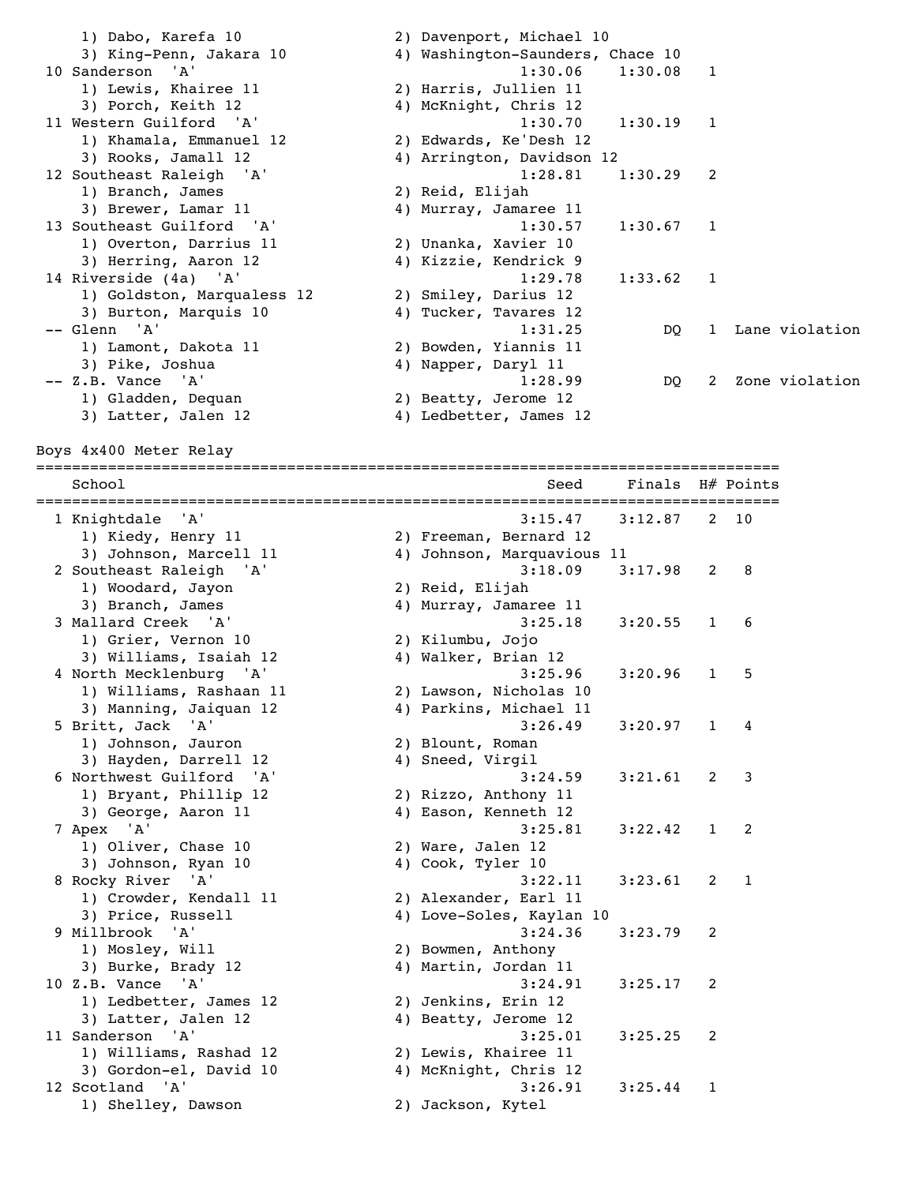```
    1) Dabo, Karefa 10                2) Davenport, Michael 10
    3) King-Penn, Jakara 10           4) Washington-Saunders, Chace 10
 10 Sanderson  'A'                            1:30.06    1:30.08   1
    1) Lewis, Khairee 11              2) Harris, Jullien 11
    3) Porch, Keith 12                4) McKnight, Chris 12
 11 Western Guilford  'A'                     1:30.70    1:30.19   1
    1) Khamala, Emmanuel 12           2) Edwards, Ke'Desh 12
    3) Rooks, Jamall 12               4) Arrington, Davidson 12
 12 Southeast Raleigh  'A'                    1:28.81    1:30.29   2
    1) Branch, James                  2) Reid, Elijah
    3) Brewer, Lamar 11               4) Murray, Jamaree 11
 13 Southeast Guilford  'A'                   1:30.57    1:30.67   1
    1) Overton, Darrius 11            2) Unanka, Xavier 10
    3) Herring, Aaron 12              4) Kizzie, Kendrick 9
 14 Riverside (4a)  'A'                       1:29.78    1:33.62   1
    1) Goldston, Marqualess 12        2) Smiley, Darius 12
    3) Burton, Marquis 10             4) Tucker, Tavares 12
 -- Glenn  'A'                                1:31.25         DQ   1  Lane violation
    1) Lamont, Dakota 11              2) Bowden, Yiannis 11
    3) Pike, Joshua                   4) Napper, Daryl 11
 -- Z.B. Vance  'A'                           1:28.99         DQ   2  Zone violation
    1) Gladden, Dequan                2) Beatty, Jerome 12
    3) Latter, Jalen 12               4) Ledbetter, James 12
```

Boys 4x400 Meter Relay

```
================================================================================
    School                                           Seed     Finals  H# Points
================================================================================
  1 Knightdale  'A'                               3:15.47    3:12.87   2  10
    1) Kiedy, Henry 11                2) Freeman, Bernard 12
    3) Johnson, Marcell 11            4) Johnson, Marquavious 11
  2 Southeast Raleigh  'A'                        3:18.09    3:17.98   2   8
    1) Woodard, Jayon                 2) Reid, Elijah
    3) Branch, James                  4) Murray, Jamaree 11
  3 Mallard Creek  'A'                            3:25.18    3:20.55   1   6
    1) Grier, Vernon 10               2) Kilumbu, Jojo
    3) Williams, Isaiah 12            4) Walker, Brian 12
  4 North Mecklenburg  'A'                        3:25.96    3:20.96   1   5
    1) Williams, Rashaan 11           2) Lawson, Nicholas 10
    3) Manning, Jaiquan 12            4) Parkins, Michael 11
  5 Britt, Jack  'A'                              3:26.49    3:20.97   1   4
    1) Johnson, Jauron                2) Blount, Roman
    3) Hayden, Darrell 12             4) Sneed, Virgil
  6 Northwest Guilford  'A'                       3:24.59    3:21.61   2   3
    1) Bryant, Phillip 12             2) Rizzo, Anthony 11
    3) George, Aaron 11               4) Eason, Kenneth 12
  7 Apex  'A'                                     3:25.81    3:22.42   1   2
    1) Oliver, Chase 10               2) Ware, Jalen 12
    3) Johnson, Ryan 10               4) Cook, Tyler 10
  8 Rocky River  'A'                              3:22.11    3:23.61   2   1
    1) Crowder, Kendall 11            2) Alexander, Earl 11
    3) Price, Russell                 4) Love-Soles, Kaylan 10
  9 Millbrook  'A'                                3:24.36    3:23.79   2
    1) Mosley, Will                   2) Bowmen, Anthony
    3) Burke, Brady 12                4) Martin, Jordan 11
 10 Z.B. Vance  'A'                               3:24.91    3:25.17   2
    1) Ledbetter, James 12            2) Jenkins, Erin 12
    3) Latter, Jalen 12               4) Beatty, Jerome 12
 11 Sanderson  'A'                                3:25.01    3:25.25   2
    1) Williams, Rashad 12            2) Lewis, Khairee 11
    3) Gordon-el, David 10            4) McKnight, Chris 12
 12 Scotland  'A'                                 3:26.91    3:25.44   1
    1) Shelley, Dawson                2) Jackson, Kytel
```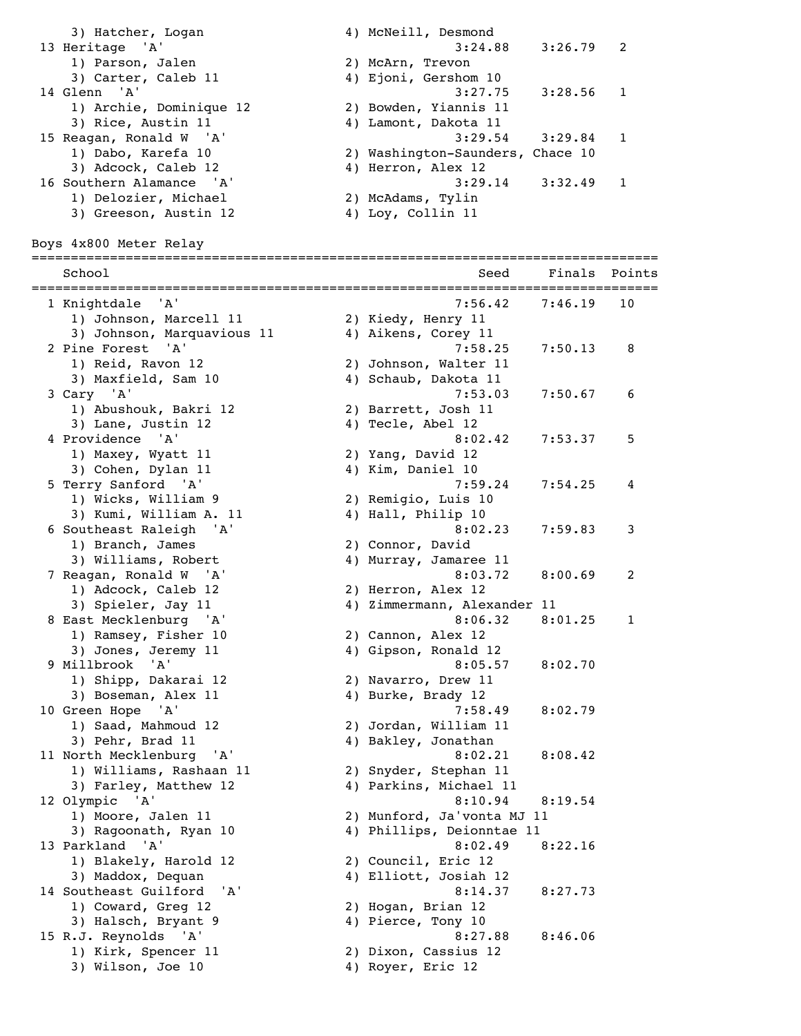3) Hatcher, Logan 4) McNeill, Desmond

| | School | Seed | Finals | Points |
|---|---|---|---|---|
| 13 | Heritage 'A' | 3:24.88 | 3:26.79 | 2 |
| | 1) Parson, Jalen; 2) McArn, Trevon; 3) Carter, Caleb 11; 4) Ejoni, Gershom 10 | | | |
| 14 | Glenn 'A' | 3:27.75 | 3:28.56 | 1 |
| | 1) Archie, Dominique 12; 2) Bowden, Yiannis 11; 3) Rice, Austin 11; 4) Lamont, Dakota 11 | | | |
| 15 | Reagan, Ronald W 'A' | 3:29.54 | 3:29.84 | 1 |
| | 1) Dabo, Karefa 10; 2) Washington-Saunders, Chace 10; 3) Adcock, Caleb 12; 4) Herron, Alex 12 | | | |
| 16 | Southern Alamance 'A' | 3:29.14 | 3:32.49 | 1 |
| | 1) Delozier, Michael; 2) McAdams, Tylin; 3) Greeson, Austin 12; 4) Loy, Collin 11 | | | |

## Boys 4x800 Meter Relay

| | School | Seed | Finals | Points |
|---|---|---|---|---|
| 1 | Knightdale 'A' | 7:56.42 | 7:46.19 | 10 |
| | 1) Johnson, Marcell 11; 2) Kiedy, Henry 11; 3) Johnson, Marquavious 11; 4) Aikens, Corey 11 | | | |
| 2 | Pine Forest 'A' | 7:58.25 | 7:50.13 | 8 |
| | 1) Reid, Ravon 12; 2) Johnson, Walter 11; 3) Maxfield, Sam 10; 4) Schaub, Dakota 11 | | | |
| 3 | Cary 'A' | 7:53.03 | 7:50.67 | 6 |
| | 1) Abushouk, Bakri 12; 2) Barrett, Josh 11; 3) Lane, Justin 12; 4) Tecle, Abel 12 | | | |
| 4 | Providence 'A' | 8:02.42 | 7:53.37 | 5 |
| | 1) Maxey, Wyatt 11; 2) Yang, David 12; 3) Cohen, Dylan 11; 4) Kim, Daniel 10 | | | |
| 5 | Terry Sanford 'A' | 7:59.24 | 7:54.25 | 4 |
| | 1) Wicks, William 9; 2) Remigio, Luis 10; 3) Kumi, William A. 11; 4) Hall, Philip 10 | | | |
| 6 | Southeast Raleigh 'A' | 8:02.23 | 7:59.83 | 3 |
| | 1) Branch, James; 2) Connor, David; 3) Williams, Robert; 4) Murray, Jamaree 11 | | | |
| 7 | Reagan, Ronald W 'A' | 8:03.72 | 8:00.69 | 2 |
| | 1) Adcock, Caleb 12; 2) Herron, Alex 12; 3) Spieler, Jay 11; 4) Zimmermann, Alexander 11 | | | |
| 8 | East Mecklenburg 'A' | 8:06.32 | 8:01.25 | 1 |
| | 1) Ramsey, Fisher 10; 2) Cannon, Alex 12; 3) Jones, Jeremy 11; 4) Gipson, Ronald 12 | | | |
| 9 | Millbrook 'A' | 8:05.57 | 8:02.70 | |
| | 1) Shipp, Dakarai 12; 2) Navarro, Drew 11; 3) Boseman, Alex 11; 4) Burke, Brady 12 | | | |
| 10 | Green Hope 'A' | 7:58.49 | 8:02.79 | |
| | 1) Saad, Mahmoud 12; 2) Jordan, William 11; 3) Pehr, Brad 11; 4) Bakley, Jonathan | | | |
| 11 | North Mecklenburg 'A' | 8:02.21 | 8:08.42 | |
| | 1) Williams, Rashaan 11; 2) Snyder, Stephan 11; 3) Farley, Matthew 12; 4) Parkins, Michael 11 | | | |
| 12 | Olympic 'A' | 8:10.94 | 8:19.54 | |
| | 1) Moore, Jalen 11; 2) Munford, Ja'vonta MJ 11; 3) Ragoonath, Ryan 10; 4) Phillips, Deionntae 11 | | | |
| 13 | Parkland 'A' | 8:02.49 | 8:22.16 | |
| | 1) Blakely, Harold 12; 2) Council, Eric 12; 3) Maddox, Dequan; 4) Elliott, Josiah 12 | | | |
| 14 | Southeast Guilford 'A' | 8:14.37 | 8:27.73 | |
| | 1) Coward, Greg 12; 2) Hogan, Brian 12; 3) Halsch, Bryant 9; 4) Pierce, Tony 10 | | | |
| 15 | R.J. Reynolds 'A' | 8:27.88 | 8:46.06 | |
| | 1) Kirk, Spencer 11; 2) Dixon, Cassius 12; 3) Wilson, Joe 10; 4) Royer, Eric 12 | | | |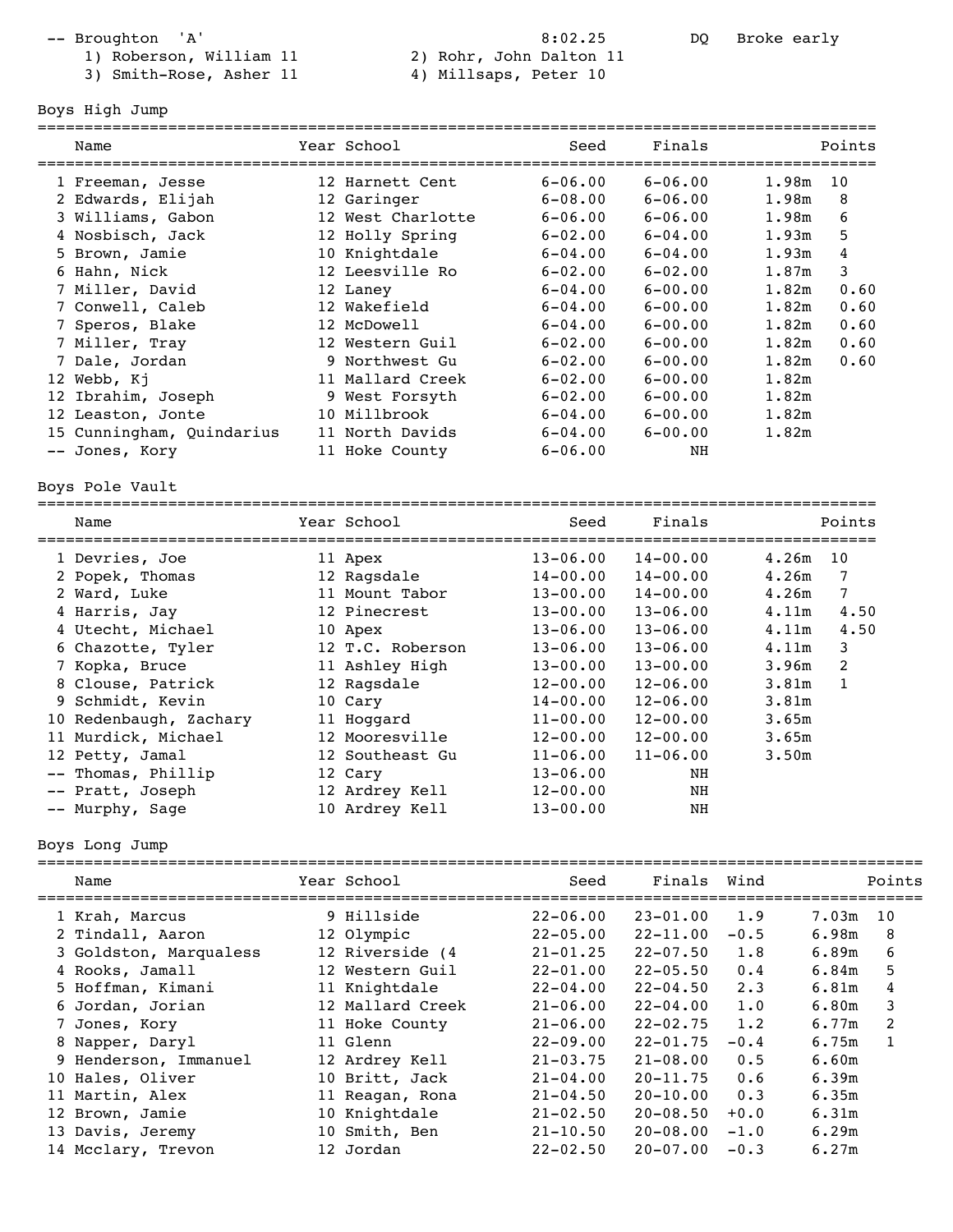| | | | | |
|---|---|---|---|---|
| -- Broughton 'A' | | 8:02.25 | DQ | Broke early |
| 1) Roberson, William 11 | 2) Rohr, John Dalton 11 | | | |
| 3) Smith-Rose, Asher 11 | 4) Millsaps, Peter 10 | | | |

## Boys High Jump

| | Name | Year | School | Seed | Finals | | Points |
|---|---|---|---|---|---|---|---|
| 1 | Freeman, Jesse | 12 | Harnett Cent | 6-06.00 | 6-06.00 | 1.98m | 10 |
| 2 | Edwards, Elijah | 12 | Garinger | 6-08.00 | 6-06.00 | 1.98m | 8 |
| 3 | Williams, Gabon | 12 | West Charlotte | 6-06.00 | 6-06.00 | 1.98m | 6 |
| 4 | Nosbisch, Jack | 12 | Holly Spring | 6-02.00 | 6-04.00 | 1.93m | 5 |
| 5 | Brown, Jamie | 10 | Knightdale | 6-04.00 | 6-04.00 | 1.93m | 4 |
| 6 | Hahn, Nick | 12 | Leesville Ro | 6-02.00 | 6-02.00 | 1.87m | 3 |
| 7 | Miller, David | 12 | Laney | 6-04.00 | 6-00.00 | 1.82m | 0.60 |
| 7 | Conwell, Caleb | 12 | Wakefield | 6-04.00 | 6-00.00 | 1.82m | 0.60 |
| 7 | Speros, Blake | 12 | McDowell | 6-04.00 | 6-00.00 | 1.82m | 0.60 |
| 7 | Miller, Tray | 12 | Western Guil | 6-02.00 | 6-00.00 | 1.82m | 0.60 |
| 7 | Dale, Jordan | 9 | Northwest Gu | 6-02.00 | 6-00.00 | 1.82m | 0.60 |
| 12 | Webb, Kj | 11 | Mallard Creek | 6-02.00 | 6-00.00 | 1.82m | |
| 12 | Ibrahim, Joseph | 9 | West Forsyth | 6-02.00 | 6-00.00 | 1.82m | |
| 12 | Leaston, Jonte | 10 | Millbrook | 6-04.00 | 6-00.00 | 1.82m | |
| 15 | Cunningham, Quindarius | 11 | North Davids | 6-04.00 | 6-00.00 | 1.82m | |
| -- | Jones, Kory | 11 | Hoke County | 6-06.00 | NH | | |

## Boys Pole Vault

| | Name | Year | School | Seed | Finals | | Points |
|---|---|---|---|---|---|---|---|
| 1 | Devries, Joe | 11 | Apex | 13-06.00 | 14-00.00 | 4.26m | 10 |
| 2 | Popek, Thomas | 12 | Ragsdale | 14-00.00 | 14-00.00 | 4.26m | 7 |
| 2 | Ward, Luke | 11 | Mount Tabor | 13-00.00 | 14-00.00 | 4.26m | 7 |
| 4 | Harris, Jay | 12 | Pinecrest | 13-00.00 | 13-06.00 | 4.11m | 4.50 |
| 4 | Utecht, Michael | 10 | Apex | 13-06.00 | 13-06.00 | 4.11m | 4.50 |
| 6 | Chazotte, Tyler | 12 | T.C. Roberson | 13-06.00 | 13-06.00 | 4.11m | 3 |
| 7 | Kopka, Bruce | 11 | Ashley High | 13-00.00 | 13-00.00 | 3.96m | 2 |
| 8 | Clouse, Patrick | 12 | Ragsdale | 12-00.00 | 12-06.00 | 3.81m | 1 |
| 9 | Schmidt, Kevin | 10 | Cary | 14-00.00 | 12-06.00 | 3.81m | |
| 10 | Redenbaugh, Zachary | 11 | Hoggard | 11-00.00 | 12-00.00 | 3.65m | |
| 11 | Murdick, Michael | 12 | Mooresville | 12-00.00 | 12-00.00 | 3.65m | |
| 12 | Petty, Jamal | 12 | Southeast Gu | 11-06.00 | 11-06.00 | 3.50m | |
| -- | Thomas, Phillip | 12 | Cary | 13-06.00 | NH | | |
| -- | Pratt, Joseph | 12 | Ardrey Kell | 12-00.00 | NH | | |
| -- | Murphy, Sage | 10 | Ardrey Kell | 13-00.00 | NH | | |

## Boys Long Jump

| | Name | Year | School | Seed | Finals | Wind | | Points |
|---|---|---|---|---|---|---|---|---|
| 1 | Krah, Marcus | 9 | Hillside | 22-06.00 | 23-01.00 | 1.9 | 7.03m | 10 |
| 2 | Tindall, Aaron | 12 | Olympic | 22-05.00 | 22-11.00 | -0.5 | 6.98m | 8 |
| 3 | Goldston, Marqualess | 12 | Riverside (4 | 21-01.25 | 22-07.50 | 1.8 | 6.89m | 6 |
| 4 | Rooks, Jamall | 12 | Western Guil | 22-01.00 | 22-05.50 | 0.4 | 6.84m | 5 |
| 5 | Hoffman, Kimani | 11 | Knightdale | 22-04.00 | 22-04.50 | 2.3 | 6.81m | 4 |
| 6 | Jordan, Jorian | 12 | Mallard Creek | 21-06.00 | 22-04.00 | 1.0 | 6.80m | 3 |
| 7 | Jones, Kory | 11 | Hoke County | 21-06.00 | 22-02.75 | 1.2 | 6.77m | 2 |
| 8 | Napper, Daryl | 11 | Glenn | 22-09.00 | 22-01.75 | -0.4 | 6.75m | 1 |
| 9 | Henderson, Immanuel | 12 | Ardrey Kell | 21-03.75 | 21-08.00 | 0.5 | 6.60m | |
| 10 | Hales, Oliver | 10 | Britt, Jack | 21-04.00 | 20-11.75 | 0.6 | 6.39m | |
| 11 | Martin, Alex | 11 | Reagan, Rona | 21-04.50 | 20-10.00 | 0.3 | 6.35m | |
| 12 | Brown, Jamie | 10 | Knightdale | 21-02.50 | 20-08.50 | +0.0 | 6.31m | |
| 13 | Davis, Jeremy | 10 | Smith, Ben | 21-10.50 | 20-08.00 | -1.0 | 6.29m | |
| 14 | Mcclary, Trevon | 12 | Jordan | 22-02.50 | 20-07.00 | -0.3 | 6.27m | |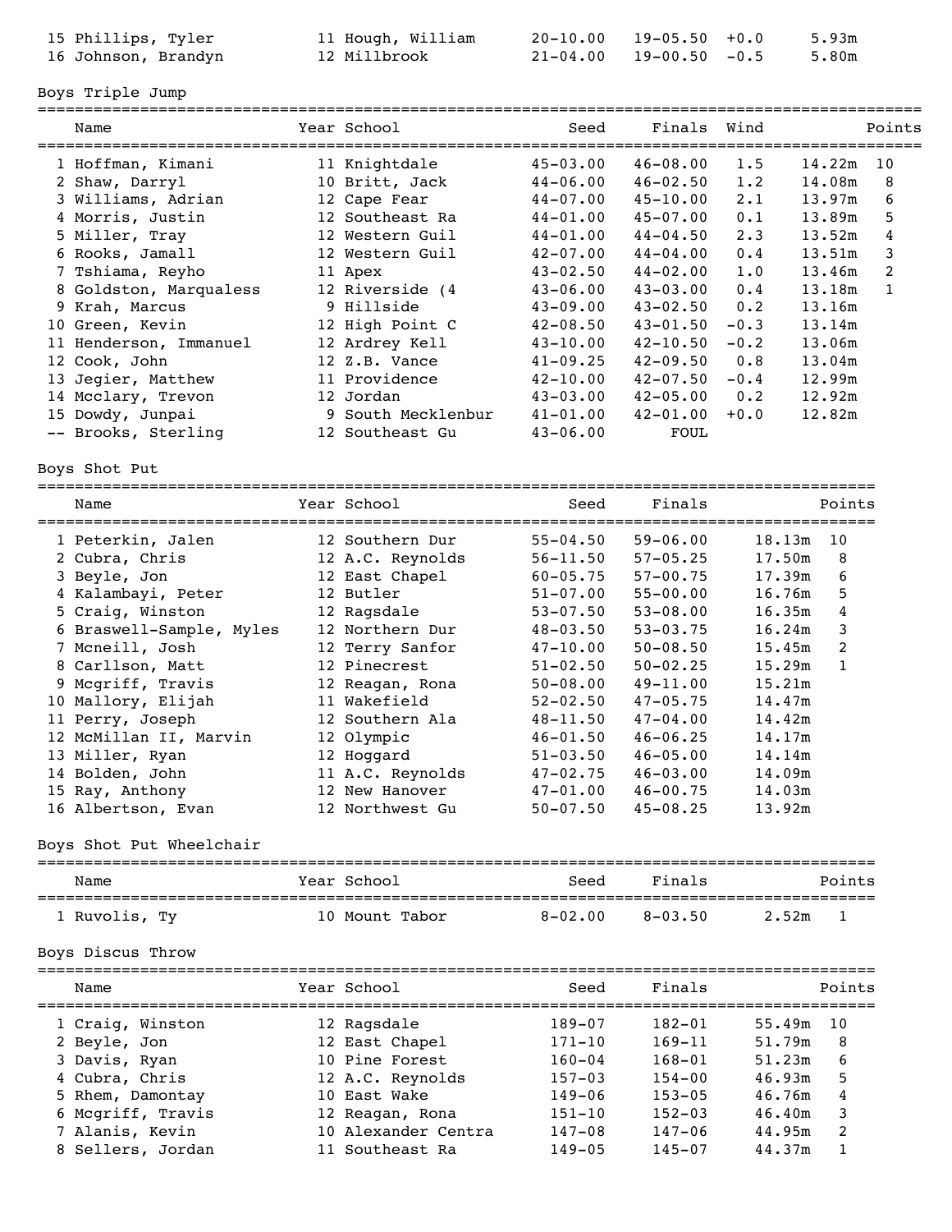| Place | Name | Year | School | Seed | Finals | Wind | Metric | Points |
|---|---|---|---|---|---|---|---|---|
| 15 | Phillips, Tyler | 11 | Hough, William | 20-10.00 | 19-05.50 | +0.0 | 5.93m | |
| 16 | Johnson, Brandyn | 12 | Millbrook | 21-04.00 | 19-00.50 | -0.5 | 5.80m | |

## Boys Triple Jump

| Place | Name | Year | School | Seed | Finals | Wind | Metric | Points |
|---|---|---|---|---|---|---|---|---|
| 1 | Hoffman, Kimani | 11 | Knightdale | 45-03.00 | 46-08.00 | 1.5 | 14.22m | 10 |
| 2 | Shaw, Darryl | 10 | Britt, Jack | 44-06.00 | 46-02.50 | 1.2 | 14.08m | 8 |
| 3 | Williams, Adrian | 12 | Cape Fear | 44-07.00 | 45-10.00 | 2.1 | 13.97m | 6 |
| 4 | Morris, Justin | 12 | Southeast Ra | 44-01.00 | 45-07.00 | 0.1 | 13.89m | 5 |
| 5 | Miller, Tray | 12 | Western Guil | 44-01.00 | 44-04.50 | 2.3 | 13.52m | 4 |
| 6 | Rooks, Jamall | 12 | Western Guil | 42-07.00 | 44-04.00 | 0.4 | 13.51m | 3 |
| 7 | Tshiama, Reyho | 11 | Apex | 43-02.50 | 44-02.00 | 1.0 | 13.46m | 2 |
| 8 | Goldston, Marqualess | 12 | Riverside (4 | 43-06.00 | 43-03.00 | 0.4 | 13.18m | 1 |
| 9 | Krah, Marcus | 9 | Hillside | 43-09.00 | 43-02.50 | 0.2 | 13.16m | |
| 10 | Green, Kevin | 12 | High Point C | 42-08.50 | 43-01.50 | -0.3 | 13.14m | |
| 11 | Henderson, Immanuel | 12 | Ardrey Kell | 43-10.00 | 42-10.50 | -0.2 | 13.06m | |
| 12 | Cook, John | 12 | Z.B. Vance | 41-09.25 | 42-09.50 | 0.8 | 13.04m | |
| 13 | Jegier, Matthew | 11 | Providence | 42-10.00 | 42-07.50 | -0.4 | 12.99m | |
| 14 | Mcclary, Trevon | 12 | Jordan | 43-03.00 | 42-05.00 | 0.2 | 12.92m | |
| 15 | Dowdy, Junpai | 9 | South Mecklenbur | 41-01.00 | 42-01.00 | +0.0 | 12.82m | |
| -- | Brooks, Sterling | 12 | Southeast Gu | 43-06.00 | FOUL | | | |

## Boys Shot Put

| Place | Name | Year | School | Seed | Finals | Metric | Points |
|---|---|---|---|---|---|---|---|
| 1 | Peterkin, Jalen | 12 | Southern Dur | 55-04.50 | 59-06.00 | 18.13m | 10 |
| 2 | Cubra, Chris | 12 | A.C. Reynolds | 56-11.50 | 57-05.25 | 17.50m | 8 |
| 3 | Beyle, Jon | 12 | East Chapel | 60-05.75 | 57-00.75 | 17.39m | 6 |
| 4 | Kalambayi, Peter | 12 | Butler | 51-07.00 | 55-00.00 | 16.76m | 5 |
| 5 | Craig, Winston | 12 | Ragsdale | 53-07.50 | 53-08.00 | 16.35m | 4 |
| 6 | Braswell-Sample, Myles | 12 | Northern Dur | 48-03.50 | 53-03.75 | 16.24m | 3 |
| 7 | Mcneill, Josh | 12 | Terry Sanfor | 47-10.00 | 50-08.50 | 15.45m | 2 |
| 8 | Carllson, Matt | 12 | Pinecrest | 51-02.50 | 50-02.25 | 15.29m | 1 |
| 9 | Mcgriff, Travis | 12 | Reagan, Rona | 50-08.00 | 49-11.00 | 15.21m | |
| 10 | Mallory, Elijah | 11 | Wakefield | 52-02.50 | 47-05.75 | 14.47m | |
| 11 | Perry, Joseph | 12 | Southern Ala | 48-11.50 | 47-04.00 | 14.42m | |
| 12 | McMillan II, Marvin | 12 | Olympic | 46-01.50 | 46-06.25 | 14.17m | |
| 13 | Miller, Ryan | 12 | Hoggard | 51-03.50 | 46-05.00 | 14.14m | |
| 14 | Bolden, John | 11 | A.C. Reynolds | 47-02.75 | 46-03.00 | 14.09m | |
| 15 | Ray, Anthony | 12 | New Hanover | 47-01.00 | 46-00.75 | 14.03m | |
| 16 | Albertson, Evan | 12 | Northwest Gu | 50-07.50 | 45-08.25 | 13.92m | |

## Boys Shot Put Wheelchair

| Place | Name | Year | School | Seed | Finals | Metric | Points |
|---|---|---|---|---|---|---|---|
| 1 | Ruvolis, Ty | 10 | Mount Tabor | 8-02.00 | 8-03.50 | 2.52m | 1 |

## Boys Discus Throw

| Place | Name | Year | School | Seed | Finals | Metric | Points |
|---|---|---|---|---|---|---|---|
| 1 | Craig, Winston | 12 | Ragsdale | 189-07 | 182-01 | 55.49m | 10 |
| 2 | Beyle, Jon | 12 | East Chapel | 171-10 | 169-11 | 51.79m | 8 |
| 3 | Davis, Ryan | 10 | Pine Forest | 160-04 | 168-01 | 51.23m | 6 |
| 4 | Cubra, Chris | 12 | A.C. Reynolds | 157-03 | 154-00 | 46.93m | 5 |
| 5 | Rhem, Damontay | 10 | East Wake | 149-06 | 153-05 | 46.76m | 4 |
| 6 | Mcgriff, Travis | 12 | Reagan, Rona | 151-10 | 152-03 | 46.40m | 3 |
| 7 | Alanis, Kevin | 10 | Alexander Centra | 147-08 | 147-06 | 44.95m | 2 |
| 8 | Sellers, Jordan | 11 | Southeast Ra | 149-05 | 145-07 | 44.37m | 1 |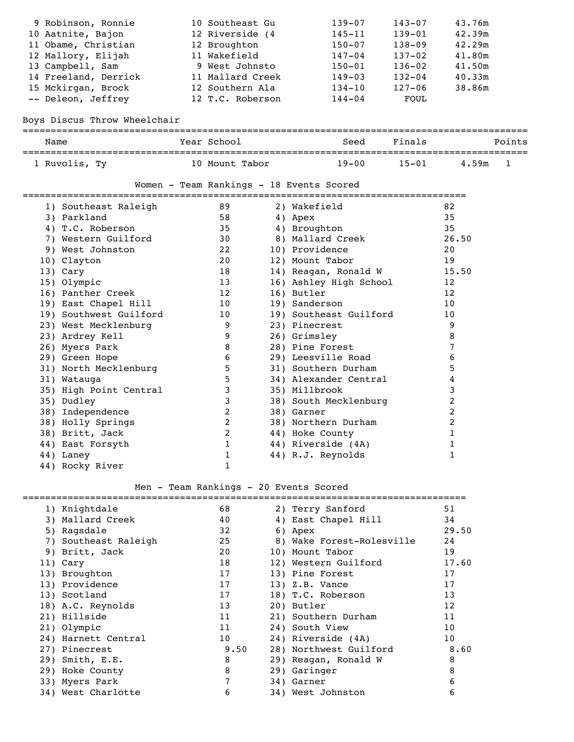| Place | Name | Year | School | Seed | Finals | Metric |
|---|---|---|---|---|---|---|
| 9 | Robinson, Ronnie | 10 | Southeast Gu | 139-07 | 143-07 | 43.76m |
| 10 | Aatnite, Bajon | 12 | Riverside (4 | 145-11 | 139-01 | 42.39m |
| 11 | Obame, Christian | 12 | Broughton | 150-07 | 138-09 | 42.29m |
| 12 | Mallory, Elijah | 11 | Wakefield | 147-04 | 137-02 | 41.80m |
| 13 | Campbell, Sam | 9 | West Johnsto | 150-01 | 136-02 | 41.50m |
| 14 | Freeland, Derrick | 11 | Mallard Creek | 149-03 | 132-04 | 40.33m |
| 15 | Mckirgan, Brock | 12 | Southern Ala | 134-10 | 127-06 | 38.86m |
| -- | Deleon, Jeffrey | 12 | T.C. Roberson | 144-04 | FOUL | |

## Boys Discus Throw Wheelchair

| Place | Name | Year | School | Seed | Finals | Metric | Points |
|---|---|---|---|---|---|---|---|
| 1 | Ruvolis, Ty | 10 | Mount Tabor | 19-00 | 15-01 | 4.59m | 1 |

## Women - Team Rankings - 18 Events Scored

| Rank | Team | Points | Rank | Team | Points |
|---|---|---|---|---|---|
| 1) | Southeast Raleigh | 89 | 2) | Wakefield | 82 |
| 3) | Parkland | 58 | 4) | Apex | 35 |
| 4) | T.C. Roberson | 35 | 4) | Broughton | 35 |
| 7) | Western Guilford | 30 | 8) | Mallard Creek | 26.50 |
| 9) | West Johnston | 22 | 10) | Providence | 20 |
| 10) | Clayton | 20 | 12) | Mount Tabor | 19 |
| 13) | Cary | 18 | 14) | Reagan, Ronald W | 15.50 |
| 15) | Olympic | 13 | 16) | Ashley High School | 12 |
| 16) | Panther Creek | 12 | 16) | Butler | 12 |
| 19) | East Chapel Hill | 10 | 19) | Sanderson | 10 |
| 19) | Southwest Guilford | 10 | 19) | Southeast Guilford | 10 |
| 23) | West Mecklenburg | 9 | 23) | Pinecrest | 9 |
| 23) | Ardrey Kell | 9 | 26) | Grimsley | 8 |
| 26) | Myers Park | 8 | 28) | Pine Forest | 7 |
| 29) | Green Hope | 6 | 29) | Leesville Road | 6 |
| 31) | North Mecklenburg | 5 | 31) | Southern Durham | 5 |
| 31) | Watauga | 5 | 34) | Alexander Central | 4 |
| 35) | High Point Central | 3 | 35) | Millbrook | 3 |
| 35) | Dudley | 3 | 38) | South Mecklenburg | 2 |
| 38) | Independence | 2 | 38) | Garner | 2 |
| 38) | Holly Springs | 2 | 38) | Northern Durham | 2 |
| 38) | Britt, Jack | 2 | 44) | Hoke County | 1 |
| 44) | East Forsyth | 1 | 44) | Riverside (4A) | 1 |
| 44) | Laney | 1 | 44) | R.J. Reynolds | 1 |
| 44) | Rocky River | 1 | | | |

## Men - Team Rankings - 20 Events Scored

| Rank | Team | Points | Rank | Team | Points |
|---|---|---|---|---|---|
| 1) | Knightdale | 68 | 2) | Terry Sanford | 51 |
| 3) | Mallard Creek | 40 | 4) | East Chapel Hill | 34 |
| 5) | Ragsdale | 32 | 6) | Apex | 29.50 |
| 7) | Southeast Raleigh | 25 | 8) | Wake Forest-Rolesville | 24 |
| 9) | Britt, Jack | 20 | 10) | Mount Tabor | 19 |
| 11) | Cary | 18 | 12) | Western Guilford | 17.60 |
| 13) | Broughton | 17 | 13) | Pine Forest | 17 |
| 13) | Providence | 17 | 13) | Z.B. Vance | 17 |
| 13) | Scotland | 17 | 18) | T.C. Roberson | 13 |
| 18) | A.C. Reynolds | 13 | 20) | Butler | 12 |
| 21) | Hillside | 11 | 21) | Southern Durham | 11 |
| 21) | Olympic | 11 | 24) | South View | 10 |
| 24) | Harnett Central | 10 | 24) | Riverside (4A) | 10 |
| 27) | Pinecrest | 9.50 | 28) | Northwest Guilford | 8.60 |
| 29) | Smith, E.E. | 8 | 29) | Reagan, Ronald W | 8 |
| 29) | Hoke County | 8 | 29) | Garinger | 8 |
| 33) | Myers Park | 7 | 34) | Garner | 6 |
| 34) | West Charlotte | 6 | 34) | West Johnston | 6 |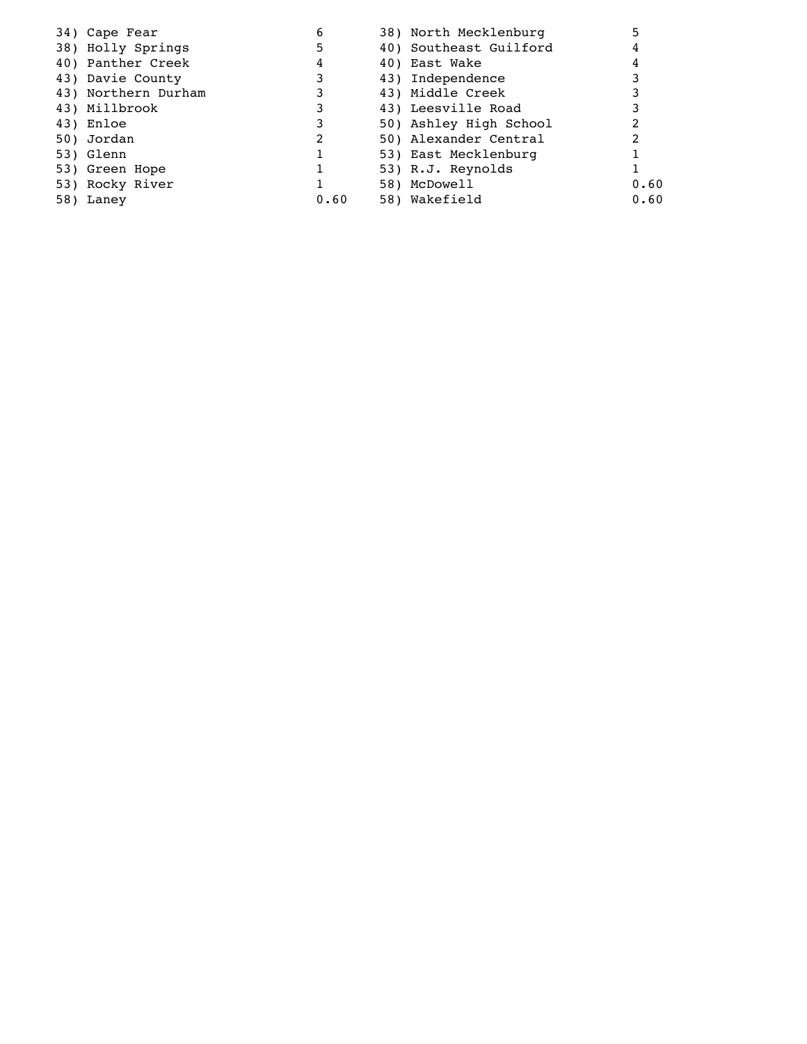| | | | |
|---|---|---|---|
| 34) Cape Fear | 6 | 38) North Mecklenburg | 5 |
| 38) Holly Springs | 5 | 40) Southeast Guilford | 4 |
| 40) Panther Creek | 4 | 40) East Wake | 4 |
| 43) Davie County | 3 | 43) Independence | 3 |
| 43) Northern Durham | 3 | 43) Middle Creek | 3 |
| 43) Millbrook | 3 | 43) Leesville Road | 3 |
| 43) Enloe | 3 | 50) Ashley High School | 2 |
| 50) Jordan | 2 | 50) Alexander Central | 2 |
| 53) Glenn | 1 | 53) East Mecklenburg | 1 |
| 53) Green Hope | 1 | 53) R.J. Reynolds | 1 |
| 53) Rocky River | 1 | 58) McDowell | 0.60 |
| 58) Laney | 0.60 | 58) Wakefield | 0.60 |